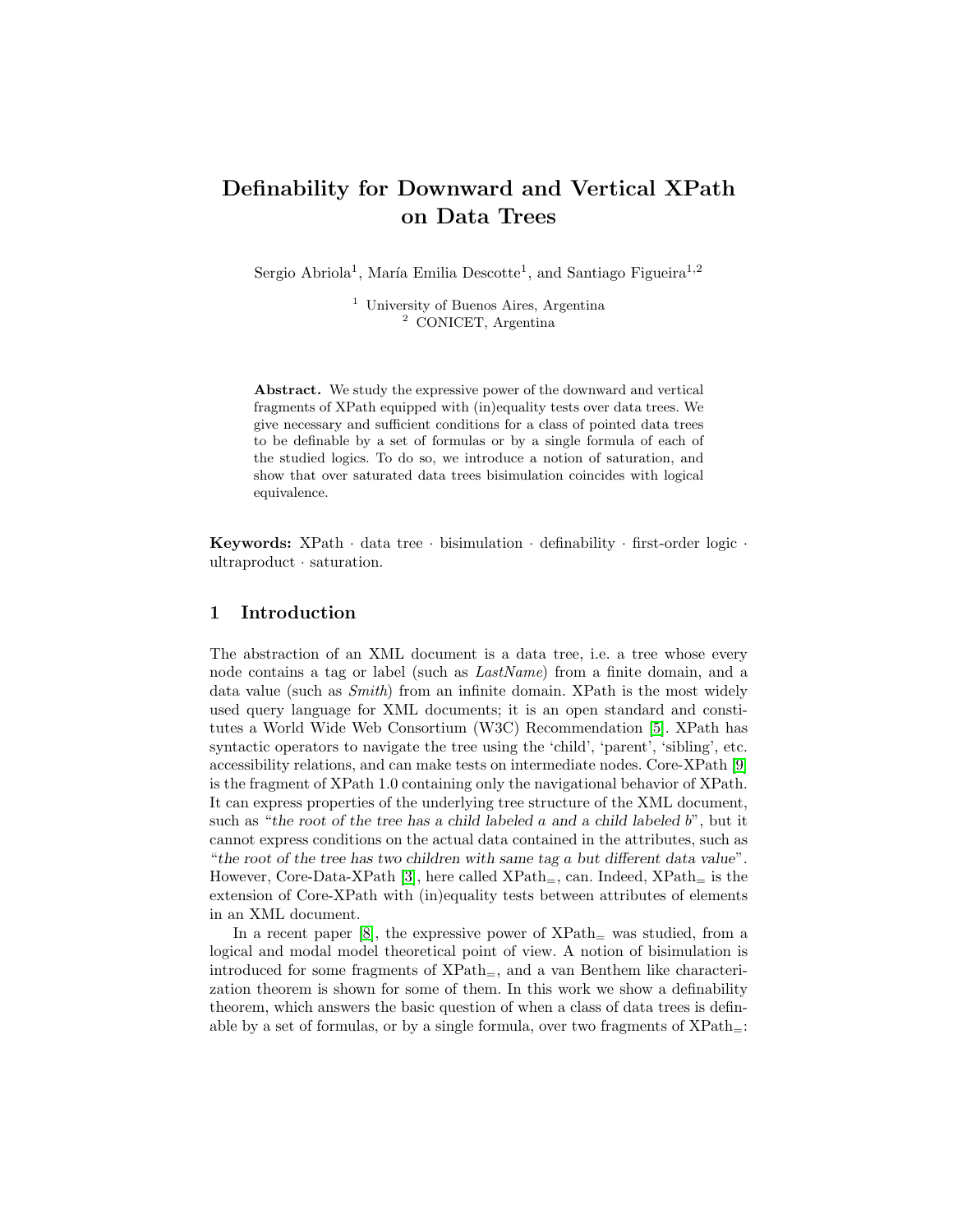# Definability for Downward and Vertical XPath on Data Trees

Sergio Abriola[1], María Emilia Descotte[1], and Santiago Figueira[1,2]

[1] University of Buenos Aires, Argentina
[2] CONICET, Argentina

**Abstract.** We study the expressive power of the downward and vertical fragments of XPath equipped with (in)equality tests over data trees. We give necessary and sufficient conditions for a class of pointed data trees to be definable by a set of formulas or by a single formula of each of the studied logics. To do so, we introduce a notion of saturation, and show that over saturated data trees bisimulation coincides with logical equivalence.

**Keywords:** XPath · data tree · bisimulation · definability · first-order logic · ultraproduct · saturation.

## 1 Introduction

The abstraction of an XML document is a data tree, i.e. a tree whose every node contains a tag or label (such as *LastName*) from a finite domain, and a data value (such as *Smith*) from an infinite domain. XPath is the most widely used query language for XML documents; it is an open standard and constitutes a World Wide Web Consortium (W3C) Recommendation [5]. XPath has syntactic operators to navigate the tree using the 'child', 'parent', 'sibling', etc. accessibility relations, and can make tests on intermediate nodes. Core-XPath [9] is the fragment of XPath 1.0 containing only the navigational behavior of XPath. It can express properties of the underlying tree structure of the XML document, such as "*the root of the tree has a child labeled a and a child labeled b*", but it cannot express conditions on the actual data contained in the attributes, such as "*the root of the tree has two children with same tag a but different data value*". However, Core-Data-XPath [3], here called $\text{XPath}_=$, can. Indeed, $\text{XPath}_=$ is the extension of Core-XPath with (in)equality tests between attributes of elements in an XML document.

In a recent paper [8], the expressive power of $\text{XPath}_=$ was studied, from a logical and modal model theoretical point of view. A notion of bisimulation is introduced for some fragments of $\text{XPath}_=$, and a van Benthem like characterization theorem is shown for some of them. In this work we show a definability theorem, which answers the basic question of when a class of data trees is definable by a set of formulas, or by a single formula, over two fragments of $\text{XPath}_=$: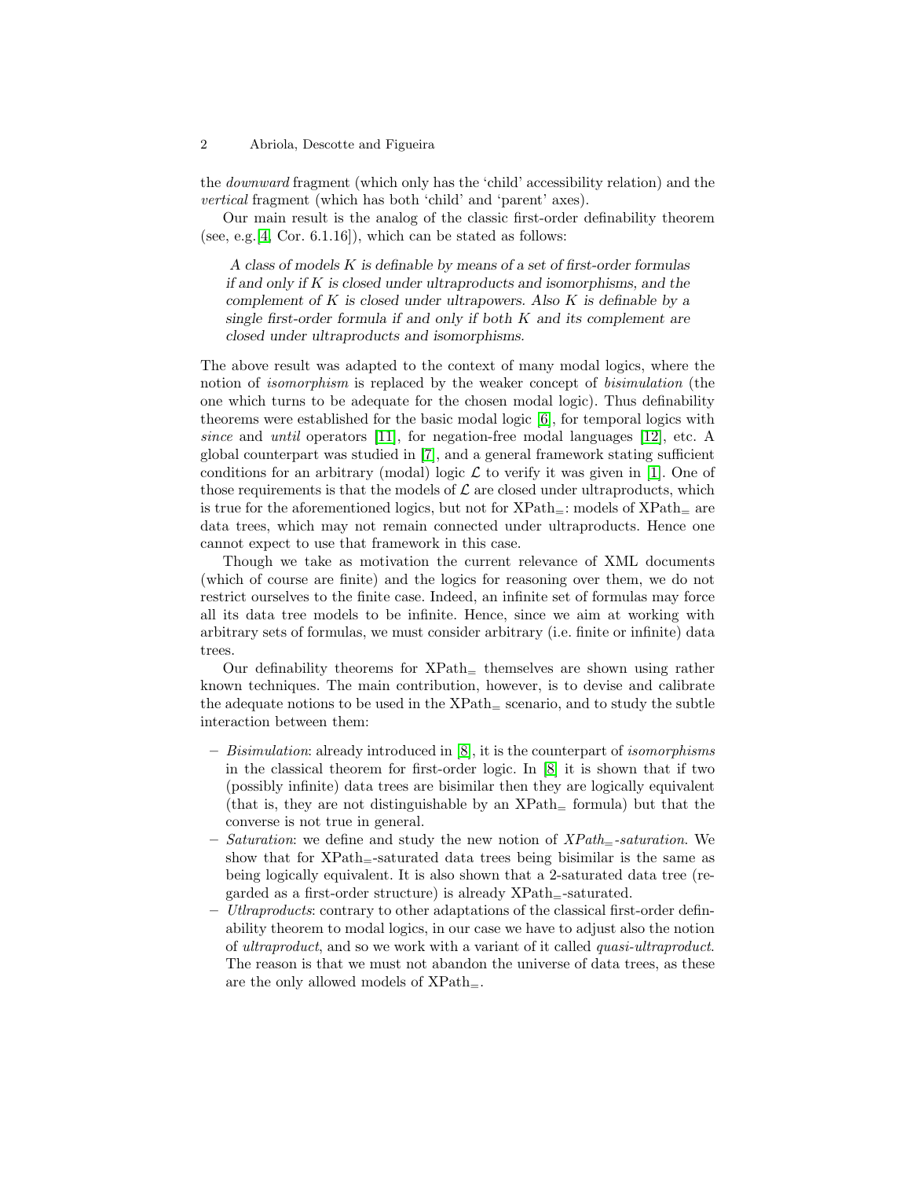the *downward* fragment (which only has the 'child' accessibility relation) and the *vertical* fragment (which has both 'child' and 'parent' axes).

Our main result is the analog of the classic first-order definability theorem (see, e.g.[4, Cor. 6.1.16]), which can be stated as follows:

> *A class of models K is definable by means of a set of first-order formulas if and only if K is closed under ultraproducts and isomorphisms, and the complement of K is closed under ultrapowers. Also K is definable by a single first-order formula if and only if both K and its complement are closed under ultraproducts and isomorphisms.*

The above result was adapted to the context of many modal logics, where the notion of *isomorphism* is replaced by the weaker concept of *bisimulation* (the one which turns to be adequate for the chosen modal logic). Thus definability theorems were established for the basic modal logic [6], for temporal logics with *since* and *until* operators [11], for negation-free modal languages [12], etc. A global counterpart was studied in [7], and a general framework stating sufficient conditions for an arbitrary (modal) logic $\mathcal{L}$ to verify it was given in [1]. One of those requirements is that the models of $\mathcal{L}$ are closed under ultraproducts, which is true for the aforementioned logics, but not for $\text{XPath}_=$: models of $\text{XPath}_=$ are data trees, which may not remain connected under ultraproducts. Hence one cannot expect to use that framework in this case.

Though we take as motivation the current relevance of XML documents (which of course are finite) and the logics for reasoning over them, we do not restrict ourselves to the finite case. Indeed, an infinite set of formulas may force all its data tree models to be infinite. Hence, since we aim at working with arbitrary sets of formulas, we must consider arbitrary (i.e. finite or infinite) data trees.

Our definability theorems for $\text{XPath}_=$ themselves are shown using rather known techniques. The main contribution, however, is to devise and calibrate the adequate notions to be used in the $\text{XPath}_=$ scenario, and to study the subtle interaction between them:

- *Bisimulation*: already introduced in [8], it is the counterpart of *isomorphisms* in the classical theorem for first-order logic. In [8] it is shown that if two (possibly infinite) data trees are bisimilar then they are logically equivalent (that is, they are not distinguishable by an $\text{XPath}_=$ formula) but that the converse is not true in general.
- *Saturation*: we define and study the new notion of *$\text{XPath}_=$-saturation*. We show that for $\text{XPath}_=$-saturated data trees being bisimilar is the same as being logically equivalent. It is also shown that a 2-saturated data tree (regarded as a first-order structure) is already $\text{XPath}_=$-saturated.
- *Utlraproducts*: contrary to other adaptations of the classical first-order definability theorem to modal logics, in our case we have to adjust also the notion of *ultraproduct*, and so we work with a variant of it called *quasi-ultraproduct*. The reason is that we must not abandon the universe of data trees, as these are the only allowed models of $\text{XPath}_=$.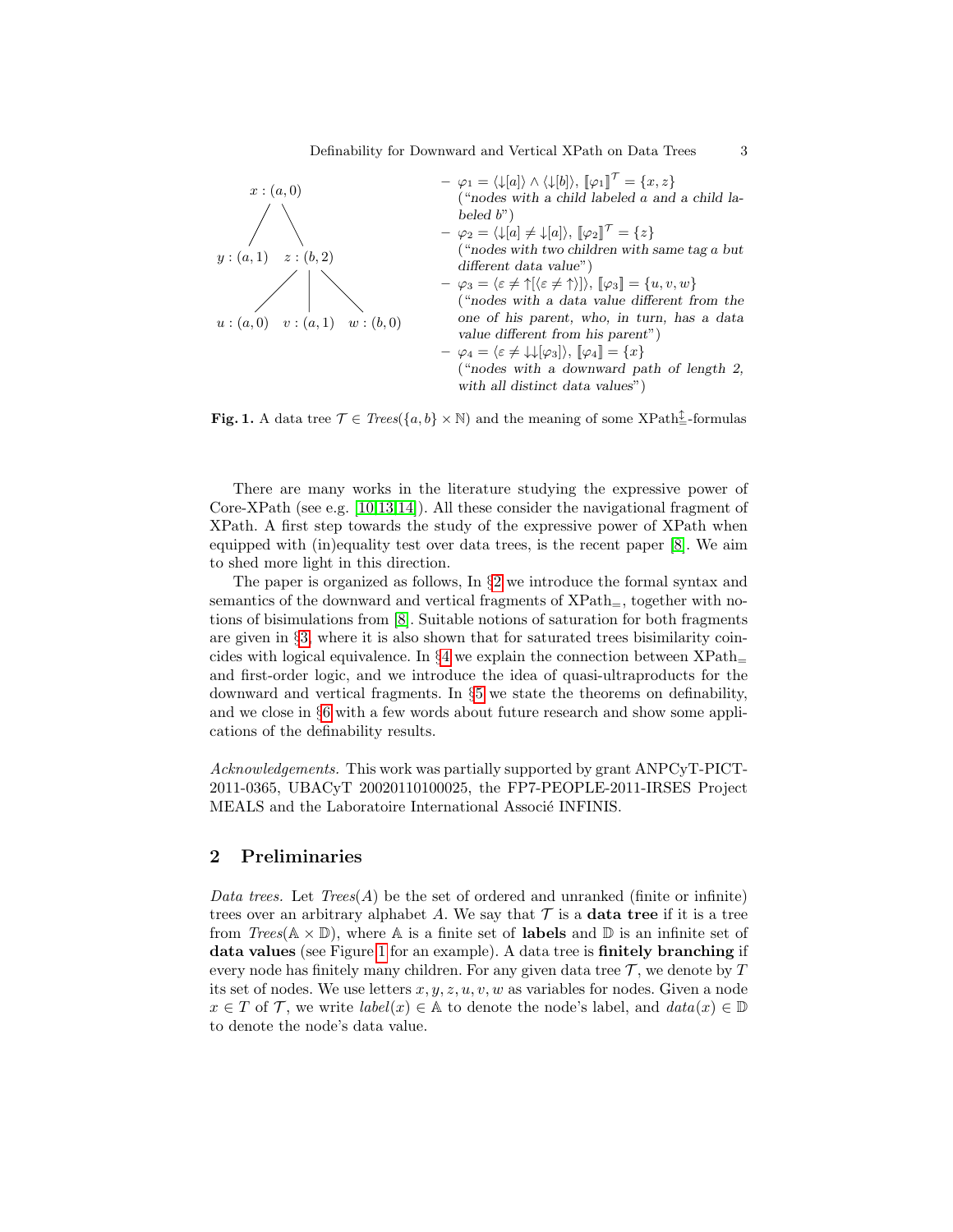$x : (a, 0)$

$y : (a, 1)$ $z : (b, 2)$

$u : (a, 0)$ $v : (a, 1)$ $w : (b, 0)$

– $\varphi_1 = \langle\downarrow[a]\rangle \wedge \langle\downarrow[b]\rangle$, $[\![\varphi_1]\!]^{\mathcal{T}} = \{x, z\}$
 (*"nodes with a child labeled a and a child labeled b"*)
– $\varphi_2 = \langle\downarrow[a] \neq \downarrow[a]\rangle$, $[\![\varphi_2]\!]^{\mathcal{T}} = \{z\}$
 (*"nodes with two children with same tag a but different data value"*)
– $\varphi_3 = \langle\varepsilon \neq \uparrow[\langle\varepsilon \neq \uparrow\rangle]\rangle$, $[\![\varphi_3]\!] = \{u, v, w\}$
 (*"nodes with a data value different from the one of his parent, who, in turn, has a data value different from his parent"*)
– $\varphi_4 = \langle\varepsilon \neq \downarrow\downarrow[\varphi_3]\rangle$, $[\![\varphi_4]\!] = \{x\}$
 (*"nodes with a downward path of length 2, with all distinct data values"*)

**Fig. 1.** A data tree $\mathcal{T} \in \mathit{Trees}(\{a, b\} \times \mathbb{N})$ and the meaning of some $\text{XPath}_=^{\updownarrow}$-formulas

There are many works in the literature studying the expressive power of Core-XPath (see e.g. [10,13,14]). All these consider the navigational fragment of XPath. A first step towards the study of the expressive power of XPath when equipped with (in)equality test over data trees, is the recent paper [8]. We aim to shed more light in this direction.

The paper is organized as follows, In §2 we introduce the formal syntax and semantics of the downward and vertical fragments of $\text{XPath}_=$, together with notions of bisimulations from [8]. Suitable notions of saturation for both fragments are given in §3, where it is also shown that for saturated trees bisimilarity coincides with logical equivalence. In §4 we explain the connection between $\text{XPath}_=$ and first-order logic, and we introduce the idea of quasi-ultraproducts for the downward and vertical fragments. In §5 we state the theorems on definability, and we close in §6 with a few words about future research and show some applications of the definability results.

*Acknowledgements.* This work was partially supported by grant ANPCyT-PICT-2011-0365, UBACyT 20020110100025, the FP7-PEOPLE-2011-IRSES Project MEALS and the Laboratoire International Associé INFINIS.

## 2 Preliminaries

*Data trees.* Let $\mathit{Trees}(A)$ be the set of ordered and unranked (finite or infinite) trees over an arbitrary alphabet $A$. We say that $\mathcal{T}$ is a **data tree** if it is a tree from $\mathit{Trees}(\mathbb{A} \times \mathbb{D})$, where $\mathbb{A}$ is a finite set of **labels** and $\mathbb{D}$ is an infinite set of **data values** (see Figure 1 for an example). A data tree is **finitely branching** if every node has finitely many children. For any given data tree $\mathcal{T}$, we denote by $T$ its set of nodes. We use letters $x, y, z, u, v, w$ as variables for nodes. Given a node $x \in T$ of $\mathcal{T}$, we write $\mathit{label}(x) \in \mathbb{A}$ to denote the node's label, and $\mathit{data}(x) \in \mathbb{D}$ to denote the node's data value.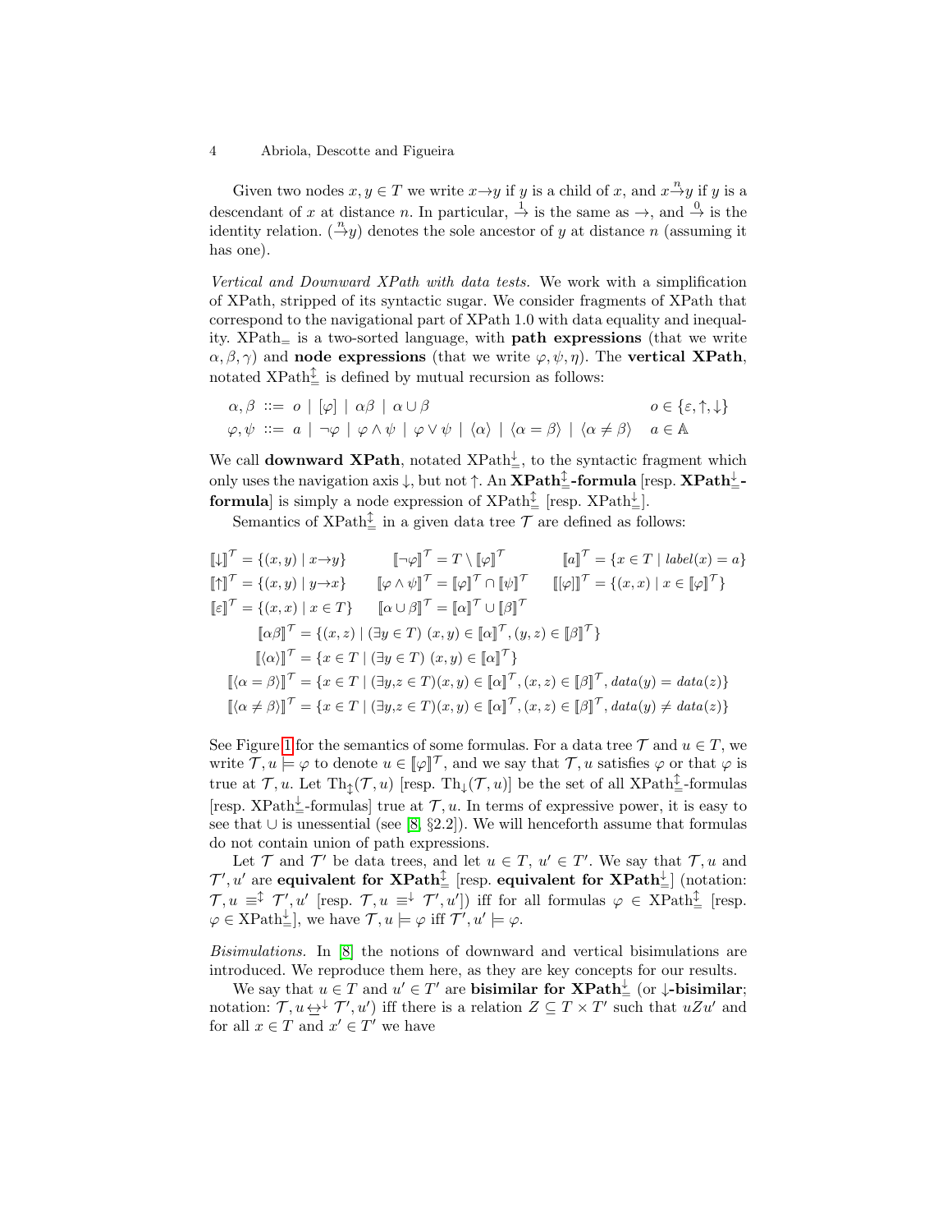Given two nodes $x, y \in T$ we write $x \to y$ if $y$ is a child of $x$, and $x \xrightarrow{n} y$ if $y$ is a descendant of $x$ at distance $n$. In particular, $\xrightarrow{1}$ is the same as $\to$, and $\xrightarrow{0}$ is the identity relation. $(\xrightarrow{n} y)$ denotes the sole ancestor of $y$ at distance $n$ (assuming it has one).

*Vertical and Downward XPath with data tests.* We work with a simplification of XPath, stripped of its syntactic sugar. We consider fragments of XPath that correspond to the navigational part of XPath 1.0 with data equality and inequality. XPath$_=$ is a two-sorted language, with **path expressions** (that we write $\alpha, \beta, \gamma$) and **node expressions** (that we write $\varphi, \psi, \eta$). The **vertical XPath**, notated XPath$^{\updownarrow}_=$ is defined by mutual recursion as follows:

$$\alpha, \beta \ ::= \ o \mid [\varphi] \mid \alpha\beta \mid \alpha \cup \beta \qquad\qquad o \in \{\varepsilon, \uparrow, \downarrow\}$$
$$\varphi, \psi \ ::= \ a \mid \neg\varphi \mid \varphi \wedge \psi \mid \varphi \vee \psi \mid \langle\alpha\rangle \mid \langle\alpha = \beta\rangle \mid \langle\alpha \neq \beta\rangle \qquad a \in \mathbb{A}$$

We call **downward XPath**, notated XPath$^{\downarrow}_=$, to the syntactic fragment which only uses the navigation axis $\downarrow$, but not $\uparrow$. An **XPath$^{\updownarrow}_=$-formula** [resp. **XPath$^{\downarrow}_=$-formula**] is simply a node expression of XPath$^{\updownarrow}_=$ [resp. XPath$^{\downarrow}_=$].

Semantics of XPath$^{\updownarrow}_=$ in a given data tree $\mathcal{T}$ are defined as follows:

$$[\![\downarrow]\!]^{\mathcal{T}} = \{(x,y) \mid x \to y\} \qquad [\![\neg\varphi]\!]^{\mathcal{T}} = T \setminus [\![\varphi]\!]^{\mathcal{T}} \qquad [\![a]\!]^{\mathcal{T}} = \{x \in T \mid label(x) = a\}$$
$$[\![\uparrow]\!]^{\mathcal{T}} = \{(x,y) \mid y \to x\} \qquad [\![\varphi \wedge \psi]\!]^{\mathcal{T}} = [\![\varphi]\!]^{\mathcal{T}} \cap [\![\psi]\!]^{\mathcal{T}} \qquad [\![[\varphi]]\!]^{\mathcal{T}} = \{(x,x) \mid x \in [\![\varphi]\!]^{\mathcal{T}}\}$$
$$[\![\varepsilon]\!]^{\mathcal{T}} = \{(x,x) \mid x \in T\} \qquad [\![\alpha \cup \beta]\!]^{\mathcal{T}} = [\![\alpha]\!]^{\mathcal{T}} \cup [\![\beta]\!]^{\mathcal{T}}$$
$$[\![\alpha\beta]\!]^{\mathcal{T}} = \{(x,z) \mid (\exists y \in T)\ (x,y) \in [\![\alpha]\!]^{\mathcal{T}}, (y,z) \in [\![\beta]\!]^{\mathcal{T}}\}$$
$$[\![\langle\alpha\rangle]\!]^{\mathcal{T}} = \{x \in T \mid (\exists y \in T)\ (x,y) \in [\![\alpha]\!]^{\mathcal{T}}\}$$
$$[\![\langle\alpha = \beta\rangle]\!]^{\mathcal{T}} = \{x \in T \mid (\exists y,z \in T)(x,y) \in [\![\alpha]\!]^{\mathcal{T}}, (x,z) \in [\![\beta]\!]^{\mathcal{T}}, data(y) = data(z)\}$$
$$[\![\langle\alpha \neq \beta\rangle]\!]^{\mathcal{T}} = \{x \in T \mid (\exists y,z \in T)(x,y) \in [\![\alpha]\!]^{\mathcal{T}}, (x,z) \in [\![\beta]\!]^{\mathcal{T}}, data(y) \neq data(z)\}$$

See Figure 1 for the semantics of some formulas. For a data tree $\mathcal{T}$ and $u \in T$, we write $\mathcal{T}, u \models \varphi$ to denote $u \in [\![\varphi]\!]^{\mathcal{T}}$, and we say that $\mathcal{T}, u$ satisfies $\varphi$ or that $\varphi$ is true at $\mathcal{T}, u$. Let $\mathrm{Th}_{\updownarrow}(\mathcal{T}, u)$ [resp. $\mathrm{Th}_{\downarrow}(\mathcal{T}, u)$] be the set of all XPath$^{\updownarrow}_=$-formulas [resp. XPath$^{\downarrow}_=$-formulas] true at $\mathcal{T}, u$. In terms of expressive power, it is easy to see that $\cup$ is unessential (see [8, §2.2]). We will henceforth assume that formulas do not contain union of path expressions.

Let $\mathcal{T}$ and $\mathcal{T}'$ be data trees, and let $u \in T$, $u' \in T'$. We say that $\mathcal{T}, u$ and $\mathcal{T}', u'$ are **equivalent for XPath$^{\updownarrow}_=$** [resp. **equivalent for XPath$^{\downarrow}_=$**] (notation: $\mathcal{T}, u \equiv^{\updownarrow} \mathcal{T}', u'$ [resp. $\mathcal{T}, u \equiv^{\downarrow} \mathcal{T}', u'$]) iff for all formulas $\varphi \in$ XPath$^{\updownarrow}_=$ [resp. $\varphi \in$ XPath$^{\downarrow}_=$], we have $\mathcal{T}, u \models \varphi$ iff $\mathcal{T}', u' \models \varphi$.

*Bisimulations.* In [8] the notions of downward and vertical bisimulations are introduced. We reproduce them here, as they are key concepts for our results.

We say that $u \in T$ and $u' \in T'$ are **bisimilar for XPath$^{\downarrow}_=$** (or **$\downarrow$-bisimilar**; notation: $\mathcal{T}, u \leftrightarrow^{\downarrow} \mathcal{T}', u'$) iff there is a relation $Z \subseteq T \times T'$ such that $uZu'$ and for all $x \in T$ and $x' \in T'$ we have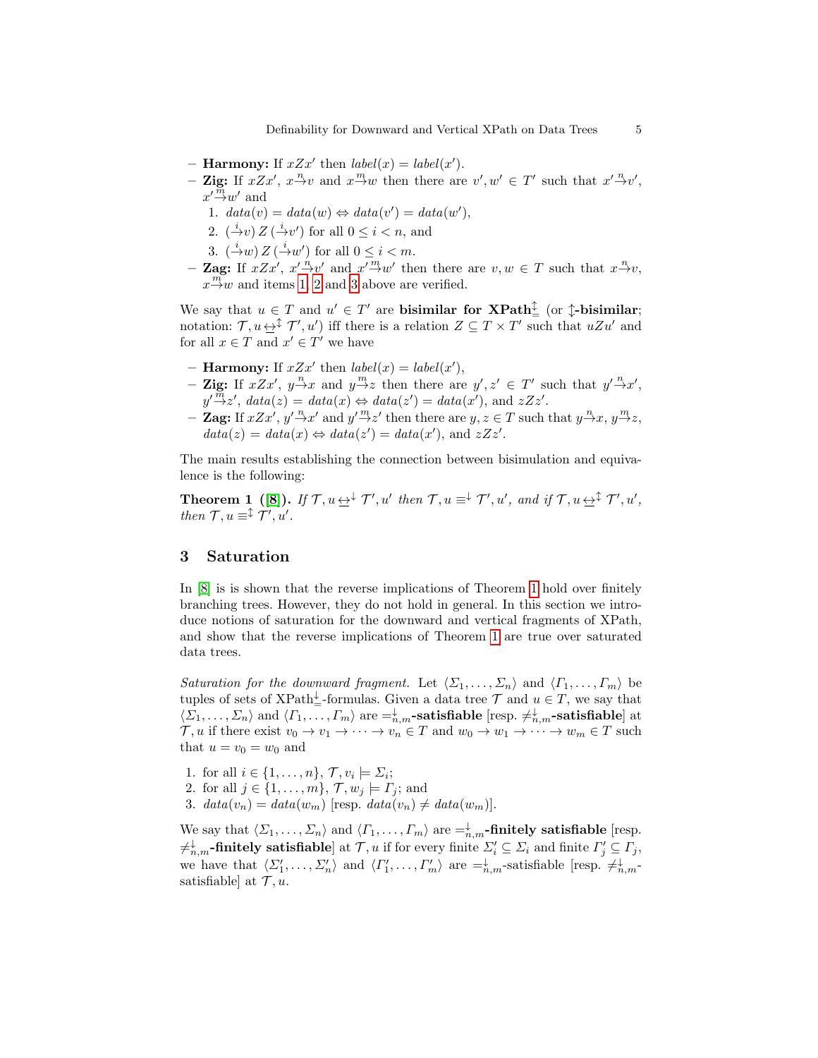- **Harmony:** If $xZx'$ then $label(x) = label(x')$.
- **Zig:** If $xZx'$, $x \xrightarrow{n} v$ and $x \xrightarrow{m} w$ then there are $v', w' \in T'$ such that $x' \xrightarrow{n} v'$, $x' \xrightarrow{m} w'$ and
  1. $data(v) = data(w) \Leftrightarrow data(v') = data(w')$,
  2. $(\xrightarrow{i} v)\, Z\, (\xrightarrow{i} v')$ for all $0 \leq i < n$, and
  3. $(\xrightarrow{i} w)\, Z\, (\xrightarrow{i} w')$ for all $0 \leq i < m$.
- **Zag:** If $xZx'$, $x' \xrightarrow{n} v'$ and $x' \xrightarrow{m} w'$ then there are $v, w \in T$ such that $x \xrightarrow{n} v$, $x \xrightarrow{m} w$ and items 1, 2 and 3 above are verified.

We say that $u \in T$ and $u' \in T'$ are **bisimilar for XPath$^{\updownarrow}_{=}$** (or **$\updownarrow$-bisimilar**; notation: $\mathcal{T}, u \underline{\leftrightarrow}^{\updownarrow} \mathcal{T}', u'$) iff there is a relation $Z \subseteq T \times T'$ such that $uZu'$ and for all $x \in T$ and $x' \in T'$ we have

- **Harmony:** If $xZx'$ then $label(x) = label(x')$,
- **Zig:** If $xZx'$, $y \xrightarrow{n} x$ and $y \xrightarrow{m} z$ then there are $y', z' \in T'$ such that $y' \xrightarrow{n} x'$, $y' \xrightarrow{m} z'$, $data(z) = data(x) \Leftrightarrow data(z') = data(x')$, and $zZz'$.
- **Zag:** If $xZx'$, $y' \xrightarrow{n} x'$ and $y' \xrightarrow{m} z'$ then there are $y, z \in T$ such that $y \xrightarrow{n} x$, $y \xrightarrow{m} z$, $data(z) = data(x) \Leftrightarrow data(z') = data(x')$, and $zZz'$.

The main results establishing the connection between bisimulation and equivalence is the following:

**Theorem 1 ([8]).** *If $\mathcal{T}, u \underline{\leftrightarrow}^{\downarrow} \mathcal{T}', u'$ then $\mathcal{T}, u \equiv^{\downarrow} \mathcal{T}', u'$, and if $\mathcal{T}, u \underline{\leftrightarrow}^{\updownarrow} \mathcal{T}', u'$, then $\mathcal{T}, u \equiv^{\updownarrow} \mathcal{T}', u'$.*

## 3 Saturation

In [8] is is shown that the reverse implications of Theorem 1 hold over finitely branching trees. However, they do not hold in general. In this section we introduce notions of saturation for the downward and vertical fragments of XPath, and show that the reverse implications of Theorem 1 are true over saturated data trees.

*Saturation for the downward fragment.* Let $\langle \Sigma_1, \ldots, \Sigma_n \rangle$ and $\langle \Gamma_1, \ldots, \Gamma_m \rangle$ be tuples of sets of XPath$^{\downarrow}_{=}$-formulas. Given a data tree $\mathcal{T}$ and $u \in T$, we say that $\langle \Sigma_1, \ldots, \Sigma_n \rangle$ and $\langle \Gamma_1, \ldots, \Gamma_m \rangle$ are **$=^{\downarrow}_{n,m}$-satisfiable** [resp. **$\neq^{\downarrow}_{n,m}$-satisfiable**] at $\mathcal{T}, u$ if there exist $v_0 \to v_1 \to \cdots \to v_n \in T$ and $w_0 \to w_1 \to \cdots \to w_m \in T$ such that $u = v_0 = w_0$ and

1. for all $i \in \{1, \ldots, n\}$, $\mathcal{T}, v_i \models \Sigma_i$;
2. for all $j \in \{1, \ldots, m\}$, $\mathcal{T}, w_j \models \Gamma_j$; and
3. $data(v_n) = data(w_m)$ [resp. $data(v_n) \neq data(w_m)$].

We say that $\langle \Sigma_1, \ldots, \Sigma_n \rangle$ and $\langle \Gamma_1, \ldots, \Gamma_m \rangle$ are **$=^{\downarrow}_{n,m}$-finitely satisfiable** [resp. **$\neq^{\downarrow}_{n,m}$-finitely satisfiable**] at $\mathcal{T}, u$ if for every finite $\Sigma'_i \subseteq \Sigma_i$ and finite $\Gamma'_j \subseteq \Gamma_j$, we have that $\langle \Sigma'_1, \ldots, \Sigma'_n \rangle$ and $\langle \Gamma'_1, \ldots, \Gamma'_m \rangle$ are $=^{\downarrow}_{n,m}$-satisfiable [resp. $\neq^{\downarrow}_{n,m}$-satisfiable] at $\mathcal{T}, u$.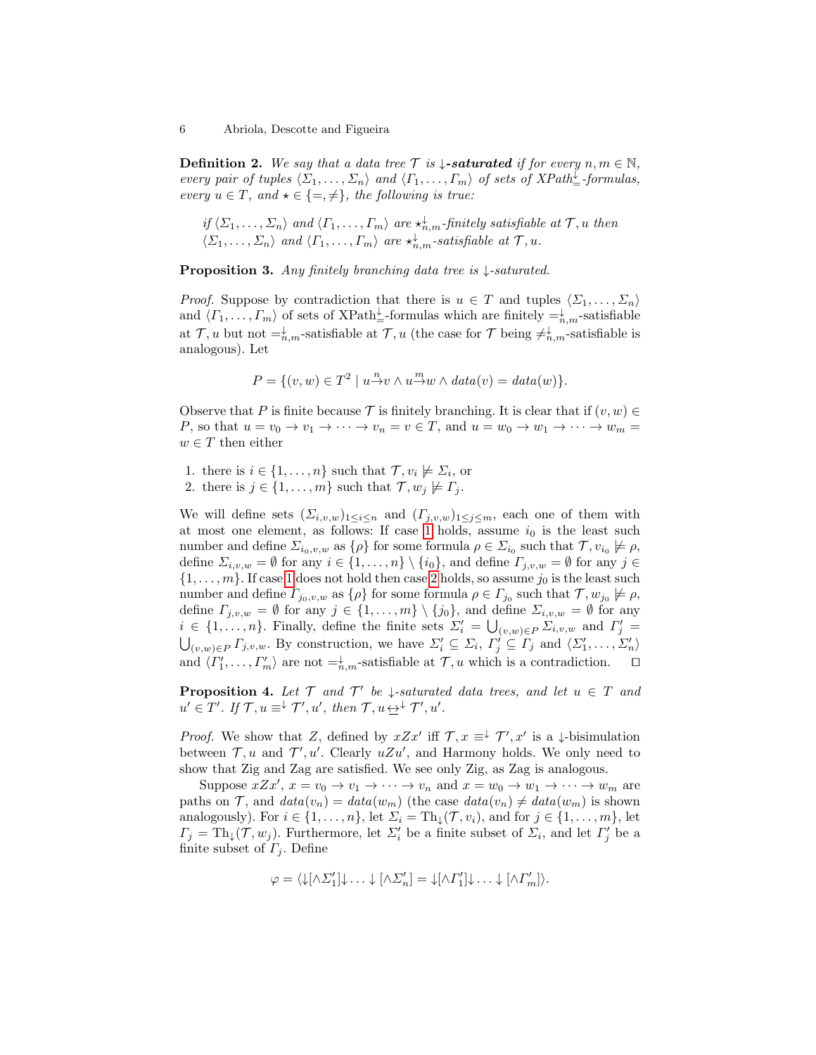**Definition 2.** *We say that a data tree $\mathcal{T}$ is **$\downarrow$-saturated** if for every $n, m \in \mathbb{N}$, every pair of tuples $\langle \Sigma_1, \dots, \Sigma_n \rangle$ and $\langle \Gamma_1, \dots, \Gamma_m \rangle$ of sets of XPath$^{\downarrow}_{=}$-formulas, every $u \in T$, and $\star \in \{=, \neq\}$, the following is true:*

> *if $\langle \Sigma_1, \dots, \Sigma_n \rangle$ and $\langle \Gamma_1, \dots, \Gamma_m \rangle$ are $\star^{\downarrow}_{n,m}$-finitely satisfiable at $\mathcal{T}, u$ then $\langle \Sigma_1, \dots, \Sigma_n \rangle$ and $\langle \Gamma_1, \dots, \Gamma_m \rangle$ are $\star^{\downarrow}_{n,m}$-satisfiable at $\mathcal{T}, u$.*

**Proposition 3.** *Any finitely branching data tree is $\downarrow$-saturated.*

*Proof.* Suppose by contradiction that there is $u \in T$ and tuples $\langle \Sigma_1, \dots, \Sigma_n \rangle$ and $\langle \Gamma_1, \dots, \Gamma_m \rangle$ of sets of XPath$^{\downarrow}_{=}$-formulas which are finitely $=^{\downarrow}_{n,m}$-satisfiable at $\mathcal{T}, u$ but not $=^{\downarrow}_{n,m}$-satisfiable at $\mathcal{T}, u$ (the case for $\mathcal{T}$ being $\neq^{\downarrow}_{n,m}$-satisfiable is analogous). Let

$$P = \{(v, w) \in T^2 \mid u \xrightarrow{n} v \wedge u \xrightarrow{m} w \wedge data(v) = data(w)\}.$$

Observe that $P$ is finite because $\mathcal{T}$ is finitely branching. It is clear that if $(v, w) \in P$, so that $u = v_0 \to v_1 \to \cdots \to v_n = v \in T$, and $u = w_0 \to w_1 \to \cdots \to w_m = w \in T$ then either

1. there is $i \in \{1, \dots, n\}$ such that $\mathcal{T}, v_i \not\models \Sigma_i$, or
2. there is $j \in \{1, \dots, m\}$ such that $\mathcal{T}, w_j \not\models \Gamma_j$.

We will define sets $(\Sigma_{i,v,w})_{1 \le i \le n}$ and $(\Gamma_{j,v,w})_{1 \le j \le m}$, each one of them with at most one element, as follows: If case 1 holds, assume $i_0$ is the least such number and define $\Sigma_{i_0,v,w}$ as $\{\rho\}$ for some formula $\rho \in \Sigma_{i_0}$ such that $\mathcal{T}, v_{i_0} \not\models \rho$, define $\Sigma_{i,v,w} = \emptyset$ for any $i \in \{1, \dots, n\} \setminus \{i_0\}$, and define $\Gamma_{j,v,w} = \emptyset$ for any $j \in \{1, \dots, m\}$. If case 1 does not hold then case 2 holds, so assume $j_0$ is the least such number and define $\Gamma_{j_0,v,w}$ as $\{\rho\}$ for some formula $\rho \in \Gamma_{j_0}$ such that $\mathcal{T}, w_{j_0} \not\models \rho$, define $\Gamma_{j,v,w} = \emptyset$ for any $j \in \{1, \dots, m\} \setminus \{j_0\}$, and define $\Sigma_{i,v,w} = \emptyset$ for any $i \in \{1, \dots, n\}$. Finally, define the finite sets $\Sigma'_i = \bigcup_{(v,w) \in P} \Sigma_{i,v,w}$ and $\Gamma'_j = \bigcup_{(v,w) \in P} \Gamma_{j,v,w}$. By construction, we have $\Sigma'_i \subseteq \Sigma_i$, $\Gamma'_j \subseteq \Gamma_j$ and $\langle \Sigma'_1, \dots, \Sigma'_n \rangle$ and $\langle \Gamma'_1, \dots, \Gamma'_m \rangle$ are not $=^{\downarrow}_{n,m}$-satisfiable at $\mathcal{T}, u$ which is a contradiction. $\square$

**Proposition 4.** *Let $\mathcal{T}$ and $\mathcal{T}'$ be $\downarrow$-saturated data trees, and let $u \in T$ and $u' \in T'$. If $\mathcal{T}, u \equiv^{\downarrow} \mathcal{T}', u'$, then $\mathcal{T}, u \leftrightarrow^{\downarrow} \mathcal{T}', u'$.*

*Proof.* We show that $Z$, defined by $xZx'$ iff $\mathcal{T}, x \equiv^{\downarrow} \mathcal{T}', x'$ is a $\downarrow$-bisimulation between $\mathcal{T}, u$ and $\mathcal{T}', u'$. Clearly $uZu'$, and Harmony holds. We only need to show that Zig and Zag are satisfied. We see only Zig, as Zag is analogous.

Suppose $xZx'$, $x = v_0 \to v_1 \to \cdots \to v_n$ and $x = w_0 \to w_1 \to \cdots \to w_m$ are paths on $\mathcal{T}$, and $data(v_n) = data(w_m)$ (the case $data(v_n) \neq data(w_m)$ is shown analogously). For $i \in \{1, \dots, n\}$, let $\Sigma_i = \mathrm{Th}_{\downarrow}(\mathcal{T}, v_i)$, and for $j \in \{1, \dots, m\}$, let $\Gamma_j = \mathrm{Th}_{\downarrow}(\mathcal{T}, w_j)$. Furthermore, let $\Sigma'_i$ be a finite subset of $\Sigma_i$, and let $\Gamma'_j$ be a finite subset of $\Gamma_j$. Define

$$\varphi = \langle \downarrow [\wedge \Sigma'_1] \downarrow \dots \downarrow [\wedge \Sigma'_n] = \downarrow [\wedge \Gamma'_1] \downarrow \dots \downarrow [\wedge \Gamma'_m] \rangle.$$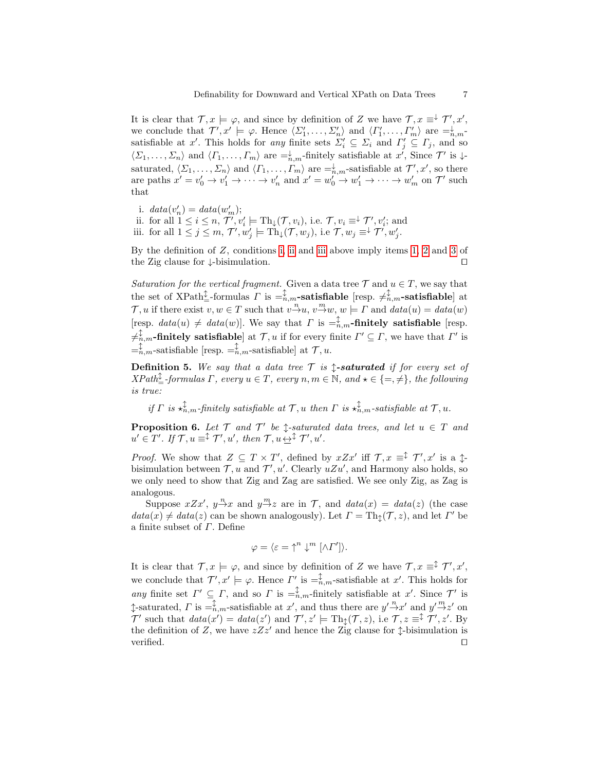It is clear that $\mathcal{T}, x \models \varphi$, and since by definition of $Z$ we have $\mathcal{T}, x \equiv^{\downarrow} \mathcal{T}', x'$, we conclude that $\mathcal{T}', x' \models \varphi$. Hence $\langle \Sigma_1', \ldots, \Sigma_n' \rangle$ and $\langle \Gamma_1', \ldots, \Gamma_m' \rangle$ are $=^{\downarrow}_{n,m}$-satisfiable at $x'$. This holds for *any* finite sets $\Sigma_i' \subseteq \Sigma_i$ and $\Gamma_j' \subseteq \Gamma_j$, and so $\langle \Sigma_1, \ldots, \Sigma_n \rangle$ and $\langle \Gamma_1, \ldots, \Gamma_m \rangle$ are $=^{\downarrow}_{n,m}$-finitely satisfiable at $x'$, Since $\mathcal{T}'$ is $\downarrow$-saturated, $\langle \Sigma_1, \ldots, \Sigma_n \rangle$ and $\langle \Gamma_1, \ldots, \Gamma_m \rangle$ are $=^{\downarrow}_{n,m}$-satisfiable at $\mathcal{T}', x'$, so there are paths $x' = v_0' \to v_1' \to \cdots \to v_n'$ and $x' = w_0' \to w_1' \to \cdots \to w_m'$ on $\mathcal{T}'$ such that

i. $data(v_n') = data(w_m')$;
ii. for all $1 \leq i \leq n$, $\mathcal{T}', v_i' \models \mathrm{Th}_{\downarrow}(\mathcal{T}, v_i)$, i.e. $\mathcal{T}, v_i \equiv^{\downarrow} \mathcal{T}', v_i'$; and
iii. for all $1 \leq j \leq m$, $\mathcal{T}', w_j' \models \mathrm{Th}_{\downarrow}(\mathcal{T}, w_j)$, i.e $\mathcal{T}, w_j \equiv^{\downarrow} \mathcal{T}', w_j'$.

By the definition of $Z$, conditions i, ii and iii above imply items 1, 2 and 3 of the Zig clause for $\downarrow$-bisimulation. ◻

*Saturation for the vertical fragment.* Given a data tree $\mathcal{T}$ and $u \in T$, we say that the set of XPath$^{\updownarrow}_{=}$-formulas $\Gamma$ is $=^{\updownarrow}_{n,m}$**-satisfiable** [resp. $\neq^{\updownarrow}_{n,m}$**-satisfiable**] at $\mathcal{T}, u$ if there exist $v, w \in T$ such that $v \xrightarrow{n} u$, $v \xrightarrow{m} w$, $w \models \Gamma$ and $data(u) = data(w)$ [resp. $data(u) \neq data(w)$]. We say that $\Gamma$ is $=^{\updownarrow}_{n,m}$**-finitely satisfiable** [resp. $\neq^{\updownarrow}_{n,m}$**-finitely satisfiable**] at $\mathcal{T}, u$ if for every finite $\Gamma' \subseteq \Gamma$, we have that $\Gamma'$ is $=^{\updownarrow}_{n,m}$-satisfiable [resp. $=^{\updownarrow}_{n,m}$-satisfiable] at $\mathcal{T}, u$.

**Definition 5.** *We say that a data tree $\mathcal{T}$ is **$\updownarrow$-saturated** if for every set of XPath$^{\updownarrow}_{=}$-formulas $\Gamma$, every $u \in T$, every $n, m \in \mathbb{N}$, and $\star \in \{=, \neq\}$, the following is true:*

*if $\Gamma$ is $\star^{\updownarrow}_{n,m}$-finitely satisfiable at $\mathcal{T}, u$ then $\Gamma$ is $\star^{\updownarrow}_{n,m}$-satisfiable at $\mathcal{T}, u$.*

**Proposition 6.** *Let $\mathcal{T}$ and $\mathcal{T}'$ be $\updownarrow$-saturated data trees, and let $u \in T$ and $u' \in T'$. If $\mathcal{T}, u \equiv^{\updownarrow} \mathcal{T}', u'$, then $\mathcal{T}, u \leftrightarrows^{\updownarrow} \mathcal{T}', u'$.*

*Proof.* We show that $Z \subseteq T \times T'$, defined by $xZx'$ iff $\mathcal{T}, x \equiv^{\updownarrow} \mathcal{T}', x'$ is a $\updownarrow$-bisimulation between $\mathcal{T}, u$ and $\mathcal{T}', u'$. Clearly $uZu'$, and Harmony also holds, so we only need to show that Zig and Zag are satisfied. We see only Zig, as Zag is analogous.

Suppose $xZx'$, $y \xrightarrow{n} x$ and $y \xrightarrow{m} z$ are in $\mathcal{T}$, and $data(x) = data(z)$ (the case $data(x) \neq data(z)$ can be shown analogously). Let $\Gamma = \mathrm{Th}_{\updownarrow}(\mathcal{T}, z)$, and let $\Gamma'$ be a finite subset of $\Gamma$. Define

$$\varphi = \langle \varepsilon = \uparrow^n \downarrow^m [\wedge \Gamma'] \rangle.$$

It is clear that $\mathcal{T}, x \models \varphi$, and since by definition of $Z$ we have $\mathcal{T}, x \equiv^{\updownarrow} \mathcal{T}', x'$, we conclude that $\mathcal{T}', x' \models \varphi$. Hence $\Gamma'$ is $=^{\updownarrow}_{n,m}$-satisfiable at $x'$. This holds for *any* finite set $\Gamma' \subseteq \Gamma$, and so $\Gamma$ is $=^{\updownarrow}_{n,m}$-finitely satisfiable at $x'$. Since $\mathcal{T}'$ is $\updownarrow$-saturated, $\Gamma$ is $=^{\updownarrow}_{n,m}$-satisfiable at $x'$, and thus there are $y' \xrightarrow{n} x'$ and $y' \xrightarrow{m} z'$ on $\mathcal{T}'$ such that $data(x') = data(z')$ and $\mathcal{T}', z' \models \mathrm{Th}_{\updownarrow}(\mathcal{T}, z)$, i.e $\mathcal{T}, z \equiv^{\updownarrow} \mathcal{T}', z'$. By the definition of $Z$, we have $zZz'$ and hence the Zig clause for $\updownarrow$-bisimulation is verified. ◻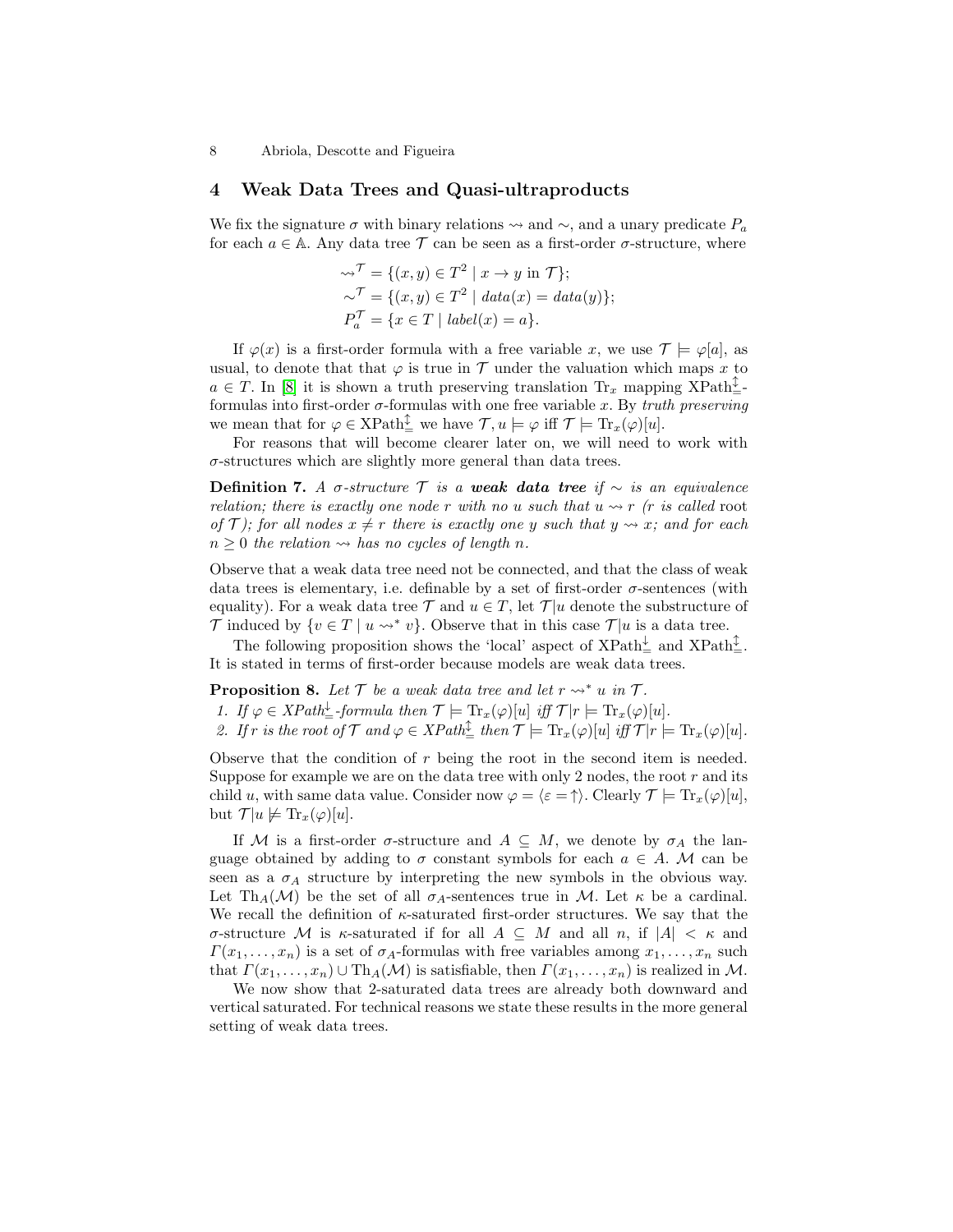## 4 Weak Data Trees and Quasi-ultraproducts

We fix the signature $\sigma$ with binary relations $\rightsquigarrow$ and $\sim$, and a unary predicate $P_a$ for each $a \in \mathbb{A}$. Any data tree $\mathcal{T}$ can be seen as a first-order $\sigma$-structure, where

$$
\begin{aligned}
\rightsquigarrow^{\mathcal{T}} &= \{(x, y) \in T^2 \mid x \to y \text{ in } \mathcal{T}\};\\
\sim^{\mathcal{T}} &= \{(x, y) \in T^2 \mid \mathit{data}(x) = \mathit{data}(y)\};\\
P_a^{\mathcal{T}} &= \{x \in T \mid \mathit{label}(x) = a\}.
\end{aligned}
$$

If $\varphi(x)$ is a first-order formula with a free variable $x$, we use $\mathcal{T} \models \varphi[a]$, as usual, to denote that that $\varphi$ is true in $\mathcal{T}$ under the valuation which maps $x$ to $a \in T$. In [8] it is shown a truth preserving translation $\mathrm{Tr}_x$ mapping $\mathrm{XPath}_{=}^{\updownarrow}$-formulas into first-order $\sigma$-formulas with one free variable $x$. By *truth preserving* we mean that for $\varphi \in \mathrm{XPath}_{=}^{\updownarrow}$ we have $\mathcal{T}, u \models \varphi$ iff $\mathcal{T} \models \mathrm{Tr}_x(\varphi)[u]$.

For reasons that will become clearer later on, we will need to work with $\sigma$-structures which are slightly more general than data trees.

**Definition 7.** *A $\sigma$-structure $\mathcal{T}$ is a* ***weak data tree*** *if $\sim$ is an equivalence relation; there is exactly one node $r$ with no $u$ such that $u \rightsquigarrow r$ ($r$ is called* root *of $\mathcal{T}$); for all nodes $x \neq r$ there is exactly one $y$ such that $y \rightsquigarrow x$; and for each $n \geq 0$ the relation $\rightsquigarrow$ has no cycles of length $n$.*

Observe that a weak data tree need not be connected, and that the class of weak data trees is elementary, i.e. definable by a set of first-order $\sigma$-sentences (with equality). For a weak data tree $\mathcal{T}$ and $u \in T$, let $\mathcal{T}|u$ denote the substructure of $\mathcal{T}$ induced by $\{v \in T \mid u \rightsquigarrow^* v\}$. Observe that in this case $\mathcal{T}|u$ is a data tree.

The following proposition shows the 'local' aspect of $\mathrm{XPath}_{=}^{\downarrow}$ and $\mathrm{XPath}_{=}^{\updownarrow}$. It is stated in terms of first-order because models are weak data trees.

**Proposition 8.** *Let $\mathcal{T}$ be a weak data tree and let $r \rightsquigarrow^* u$ in $\mathcal{T}$.*
1. *If $\varphi \in \mathrm{XPath}_{=}^{\downarrow}$-formula then $\mathcal{T} \models \mathrm{Tr}_x(\varphi)[u]$ iff $\mathcal{T}|r \models \mathrm{Tr}_x(\varphi)[u]$.*
2. *If $r$ is the root of $\mathcal{T}$ and $\varphi \in \mathrm{XPath}_{=}^{\updownarrow}$ then $\mathcal{T} \models \mathrm{Tr}_x(\varphi)[u]$ iff $\mathcal{T}|r \models \mathrm{Tr}_x(\varphi)[u]$.*

Observe that the condition of $r$ being the root in the second item is needed. Suppose for example we are on the data tree with only 2 nodes, the root $r$ and its child $u$, with same data value. Consider now $\varphi = \langle \varepsilon = \uparrow \rangle$. Clearly $\mathcal{T} \models \mathrm{Tr}_x(\varphi)[u]$, but $\mathcal{T}|u \not\models \mathrm{Tr}_x(\varphi)[u]$.

If $\mathcal{M}$ is a first-order $\sigma$-structure and $A \subseteq M$, we denote by $\sigma_A$ the language obtained by adding to $\sigma$ constant symbols for each $a \in A$. $\mathcal{M}$ can be seen as a $\sigma_A$ structure by interpreting the new symbols in the obvious way. Let $\mathrm{Th}_A(\mathcal{M})$ be the set of all $\sigma_A$-sentences true in $\mathcal{M}$. Let $\kappa$ be a cardinal. We recall the definition of $\kappa$-saturated first-order structures. We say that the $\sigma$-structure $\mathcal{M}$ is $\kappa$-saturated if for all $A \subseteq M$ and all $n$, if $|A| < \kappa$ and $\Gamma(x_1, \ldots, x_n)$ is a set of $\sigma_A$-formulas with free variables among $x_1, \ldots, x_n$ such that $\Gamma(x_1, \ldots, x_n) \cup \mathrm{Th}_A(\mathcal{M})$ is satisfiable, then $\Gamma(x_1, \ldots, x_n)$ is realized in $\mathcal{M}$.

We now show that 2-saturated data trees are already both downward and vertical saturated. For technical reasons we state these results in the more general setting of weak data trees.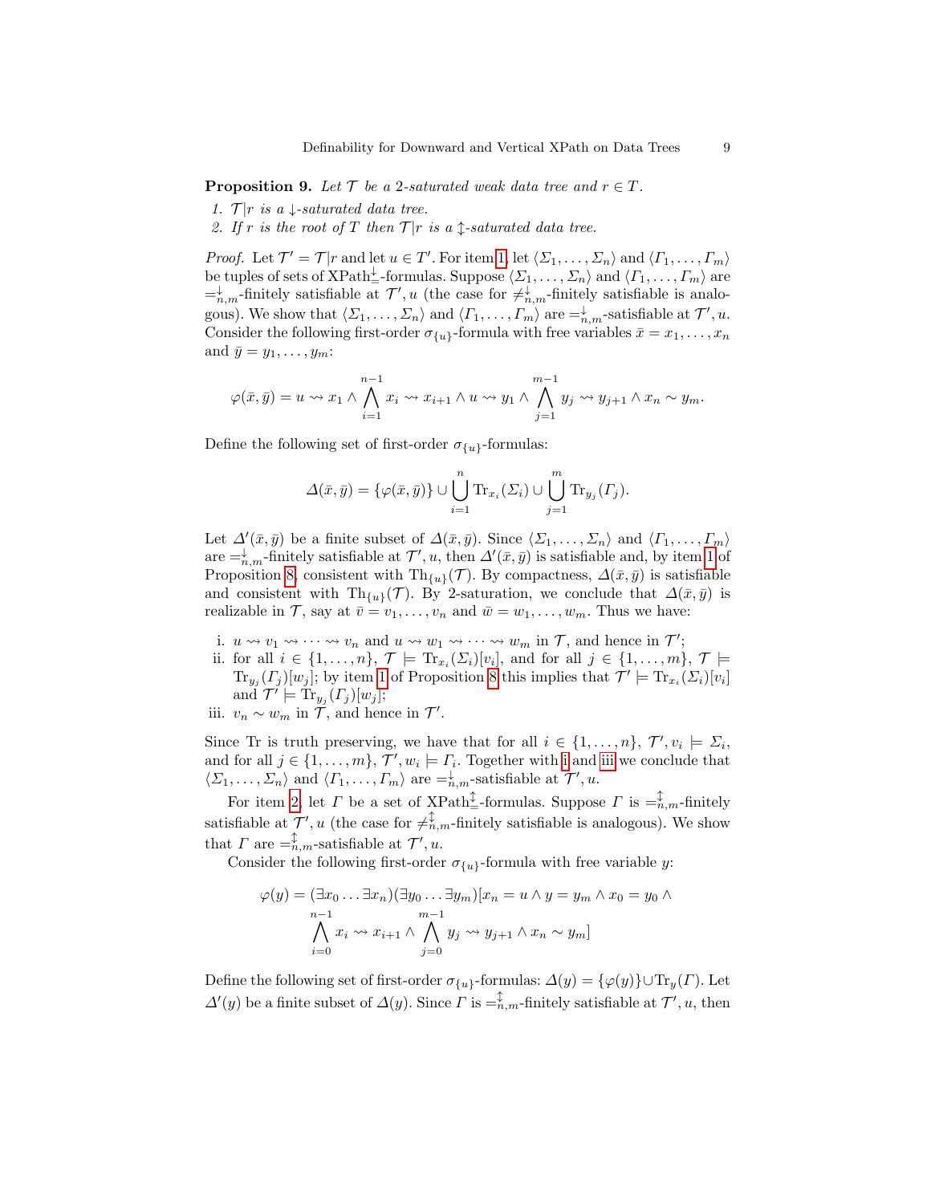**Proposition 9.** *Let $\mathcal{T}$ be a 2-saturated weak data tree and $r \in T$.*

1. *$\mathcal{T}|r$ is a $\downarrow$-saturated data tree.*
2. *If $r$ is the root of $T$ then $\mathcal{T}|r$ is a $\updownarrow$-saturated data tree.*

*Proof.* Let $\mathcal{T}' = \mathcal{T}|r$ and let $u \in T'$. For item 1, let $\langle \Sigma_1, \ldots, \Sigma_n \rangle$ and $\langle \Gamma_1, \ldots, \Gamma_m \rangle$ be tuples of sets of XPath$^{\downarrow}_{=}$-formulas. Suppose $\langle \Sigma_1, \ldots, \Sigma_n \rangle$ and $\langle \Gamma_1, \ldots, \Gamma_m \rangle$ are $=^{\downarrow}_{n,m}$-finitely satisfiable at $\mathcal{T}', u$ (the case for $\neq^{\downarrow}_{n,m}$-finitely satisfiable is analogous). We show that $\langle \Sigma_1, \ldots, \Sigma_n \rangle$ and $\langle \Gamma_1, \ldots, \Gamma_m \rangle$ are $=^{\downarrow}_{n,m}$-satisfiable at $\mathcal{T}', u$. Consider the following first-order $\sigma_{\{u\}}$-formula with free variables $\bar{x} = x_1, \ldots, x_n$ and $\bar{y} = y_1, \ldots, y_m$:

$$\varphi(\bar{x}, \bar{y}) = u \rightsquigarrow x_1 \wedge \bigwedge_{i=1}^{n-1} x_i \rightsquigarrow x_{i+1} \wedge u \rightsquigarrow y_1 \wedge \bigwedge_{j=1}^{m-1} y_j \rightsquigarrow y_{j+1} \wedge x_n \sim y_m.$$

Define the following set of first-order $\sigma_{\{u\}}$-formulas:

$$\Delta(\bar{x}, \bar{y}) = \{\varphi(\bar{x}, \bar{y})\} \cup \bigcup_{i=1}^{n} \mathrm{Tr}_{x_i}(\Sigma_i) \cup \bigcup_{j=1}^{m} \mathrm{Tr}_{y_j}(\Gamma_j).$$

Let $\Delta'(\bar{x}, \bar{y})$ be a finite subset of $\Delta(\bar{x}, \bar{y})$. Since $\langle \Sigma_1, \ldots, \Sigma_n \rangle$ and $\langle \Gamma_1, \ldots, \Gamma_m \rangle$ are $=^{\downarrow}_{n,m}$-finitely satisfiable at $\mathcal{T}', u$, then $\Delta'(\bar{x}, \bar{y})$ is satisfiable and, by item 1 of Proposition 8, consistent with $\mathrm{Th}_{\{u\}}(\mathcal{T})$. By compactness, $\Delta(\bar{x}, \bar{y})$ is satisfiable and consistent with $\mathrm{Th}_{\{u\}}(\mathcal{T})$. By 2-saturation, we conclude that $\Delta(\bar{x}, \bar{y})$ is realizable in $\mathcal{T}$, say at $\bar{v} = v_1, \ldots, v_n$ and $\bar{w} = w_1, \ldots, w_m$. Thus we have:

i. $u \rightsquigarrow v_1 \rightsquigarrow \cdots \rightsquigarrow v_n$ and $u \rightsquigarrow w_1 \rightsquigarrow \cdots \rightsquigarrow w_m$ in $\mathcal{T}$, and hence in $\mathcal{T}'$;

ii. for all $i \in \{1, \ldots, n\}$, $\mathcal{T} \models \mathrm{Tr}_{x_i}(\Sigma_i)[v_i]$, and for all $j \in \{1, \ldots, m\}$, $\mathcal{T} \models \mathrm{Tr}_{y_j}(\Gamma_j)[w_j]$; by item 1 of Proposition 8 this implies that $\mathcal{T}' \models \mathrm{Tr}_{x_i}(\Sigma_i)[v_i]$ and $\mathcal{T}' \models \mathrm{Tr}_{y_j}(\Gamma_j)[w_j]$;

iii. $v_n \sim w_m$ in $\mathcal{T}$, and hence in $\mathcal{T}'$.

Since Tr is truth preserving, we have that for all $i \in \{1, \ldots, n\}$, $\mathcal{T}', v_i \models \Sigma_i$, and for all $j \in \{1, \ldots, m\}$, $\mathcal{T}', w_i \models \Gamma_i$. Together with i and iii we conclude that $\langle \Sigma_1, \ldots, \Sigma_n \rangle$ and $\langle \Gamma_1, \ldots, \Gamma_m \rangle$ are $=^{\downarrow}_{n,m}$-satisfiable at $\mathcal{T}', u$.

For item 2, let $\Gamma$ be a set of XPath$^{\updownarrow}_{=}$-formulas. Suppose $\Gamma$ is $=^{\updownarrow}_{n,m}$-finitely satisfiable at $\mathcal{T}', u$ (the case for $\neq^{\updownarrow}_{n,m}$-finitely satisfiable is analogous). We show that $\Gamma$ are $=^{\updownarrow}_{n,m}$-satisfiable at $\mathcal{T}', u$.

Consider the following first-order $\sigma_{\{u\}}$-formula with free variable $y$:

$$\varphi(y) = (\exists x_0 \ldots \exists x_n)(\exists y_0 \ldots \exists y_m)[x_n = u \wedge y = y_m \wedge x_0 = y_0 \wedge \bigwedge_{i=0}^{n-1} x_i \rightsquigarrow x_{i+1} \wedge \bigwedge_{j=0}^{m-1} y_j \rightsquigarrow y_{j+1} \wedge x_n \sim y_m]$$

Define the following set of first-order $\sigma_{\{u\}}$-formulas: $\Delta(y) = \{\varphi(y)\} \cup \mathrm{Tr}_y(\Gamma)$. Let $\Delta'(y)$ be a finite subset of $\Delta(y)$. Since $\Gamma$ is $=^{\updownarrow}_{n,m}$-finitely satisfiable at $\mathcal{T}', u$, then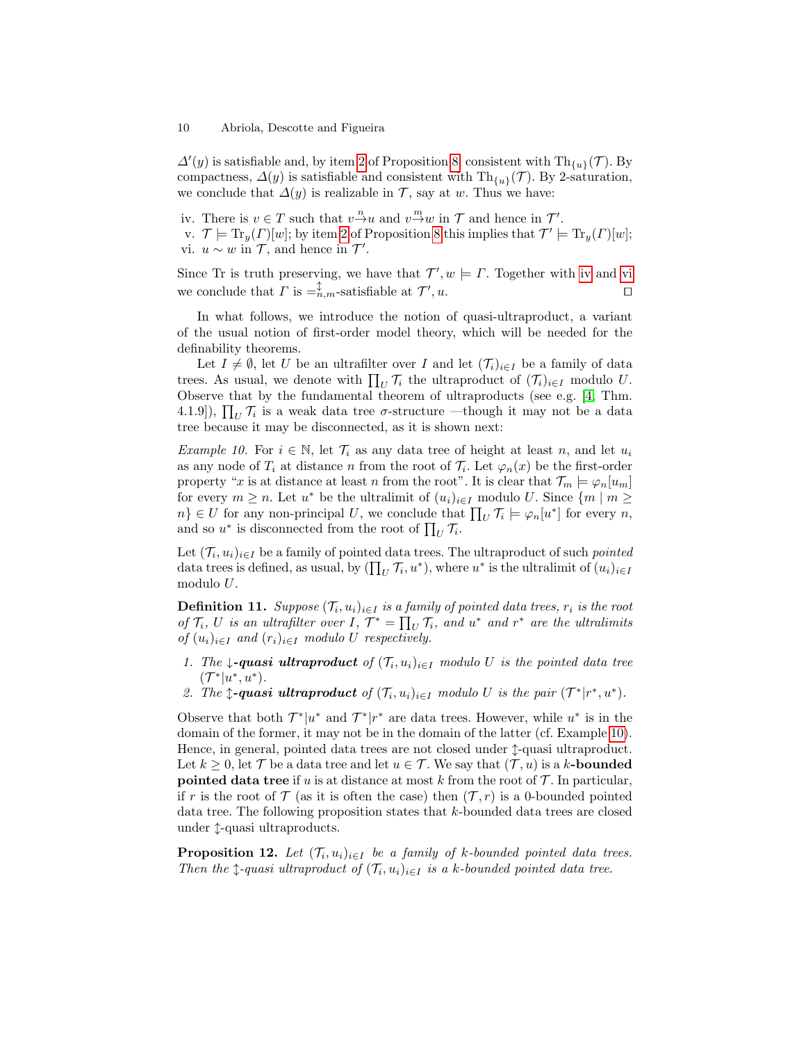$\Delta'(y)$ is satisfiable and, by item 2 of Proposition 8, consistent with $\mathrm{Th}_{\{u\}}(\mathcal{T})$. By compactness, $\Delta(y)$ is satisfiable and consistent with $\mathrm{Th}_{\{u\}}(\mathcal{T})$. By 2-saturation, we conclude that $\Delta(y)$ is realizable in $\mathcal{T}$, say at $w$. Thus we have:

iv. There is $v \in T$ such that $v \overset{n}{\to} u$ and $v \overset{m}{\to} w$ in $\mathcal{T}$ and hence in $\mathcal{T}'$.
v. $\mathcal{T} \models \mathrm{Tr}_y(\Gamma)[w]$; by item 2 of Proposition 8 this implies that $\mathcal{T}' \models \mathrm{Tr}_y(\Gamma)[w]$;
vi. $u \sim w$ in $\mathcal{T}$, and hence in $\mathcal{T}'$.

Since Tr is truth preserving, we have that $\mathcal{T}', w \models \Gamma$. Together with iv and vi we conclude that $\Gamma$ is $=^{\updownarrow}_{n,m}$-satisfiable at $\mathcal{T}', u$. $\square$

In what follows, we introduce the notion of quasi-ultraproduct, a variant of the usual notion of first-order model theory, which will be needed for the definability theorems.

Let $I \neq \emptyset$, let $U$ be an ultrafilter over $I$ and let $(\mathcal{T}_i)_{i \in I}$ be a family of data trees. As usual, we denote with $\prod_U \mathcal{T}_i$ the ultraproduct of $(\mathcal{T}_i)_{i \in I}$ modulo $U$. Observe that by the fundamental theorem of ultraproducts (see e.g. [4, Thm. 4.1.9]), $\prod_U \mathcal{T}_i$ is a weak data tree $\sigma$-structure —though it may not be a data tree because it may be disconnected, as it is shown next:

*Example 10.* For $i \in \mathbb{N}$, let $\mathcal{T}_i$ as any data tree of height at least $n$, and let $u_i$ as any node of $T_i$ at distance $n$ from the root of $\mathcal{T}_i$. Let $\varphi_n(x)$ be the first-order property "$x$ is at distance at least $n$ from the root". It is clear that $\mathcal{T}_m \models \varphi_n[u_m]$ for every $m \geq n$. Let $u^*$ be the ultralimit of $(u_i)_{i \in I}$ modulo $U$. Since $\{m \mid m \geq n\} \in U$ for any non-principal $U$, we conclude that $\prod_U \mathcal{T}_i \models \varphi_n[u^*]$ for every $n$, and so $u^*$ is disconnected from the root of $\prod_U \mathcal{T}_i$.

Let $(\mathcal{T}_i, u_i)_{i \in I}$ be a family of pointed data trees. The ultraproduct of such *pointed* data trees is defined, as usual, by $(\prod_U \mathcal{T}_i, u^*)$, where $u^*$ is the ultralimit of $(u_i)_{i \in I}$ modulo $U$.

**Definition 11.** *Suppose $(\mathcal{T}_i, u_i)_{i \in I}$ is a family of pointed data trees, $r_i$ is the root of $\mathcal{T}_i$, $U$ is an ultrafilter over $I$, $\mathcal{T}^* = \prod_U \mathcal{T}_i$, and $u^*$ and $r^*$ are the ultralimits of $(u_i)_{i \in I}$ and $(r_i)_{i \in I}$ modulo $U$ respectively.*

1. *The **$\downarrow$-quasi ultraproduct** of $(\mathcal{T}_i, u_i)_{i \in I}$ modulo $U$ is the pointed data tree $(\mathcal{T}^*|u^*, u^*)$.*
2. *The **$\updownarrow$-quasi ultraproduct** of $(\mathcal{T}_i, u_i)_{i \in I}$ modulo $U$ is the pair $(\mathcal{T}^*|r^*, u^*)$.*

Observe that both $\mathcal{T}^*|u^*$ and $\mathcal{T}^*|r^*$ are data trees. However, while $u^*$ is in the domain of the former, it may not be in the domain of the latter (cf. Example 10). Hence, in general, pointed data trees are not closed under $\updownarrow$-quasi ultraproduct. Let $k \geq 0$, let $\mathcal{T}$ be a data tree and let $u \in \mathcal{T}$. We say that $(\mathcal{T}, u)$ is a ***k*-bounded pointed data tree** if $u$ is at distance at most $k$ from the root of $\mathcal{T}$. In particular, if $r$ is the root of $\mathcal{T}$ (as it is often the case) then $(\mathcal{T}, r)$ is a 0-bounded pointed data tree. The following proposition states that $k$-bounded data trees are closed under $\updownarrow$-quasi ultraproducts.

**Proposition 12.** *Let $(\mathcal{T}_i, u_i)_{i \in I}$ be a family of $k$-bounded pointed data trees. Then the $\updownarrow$-quasi ultraproduct of $(\mathcal{T}_i, u_i)_{i \in I}$ is a $k$-bounded pointed data tree.*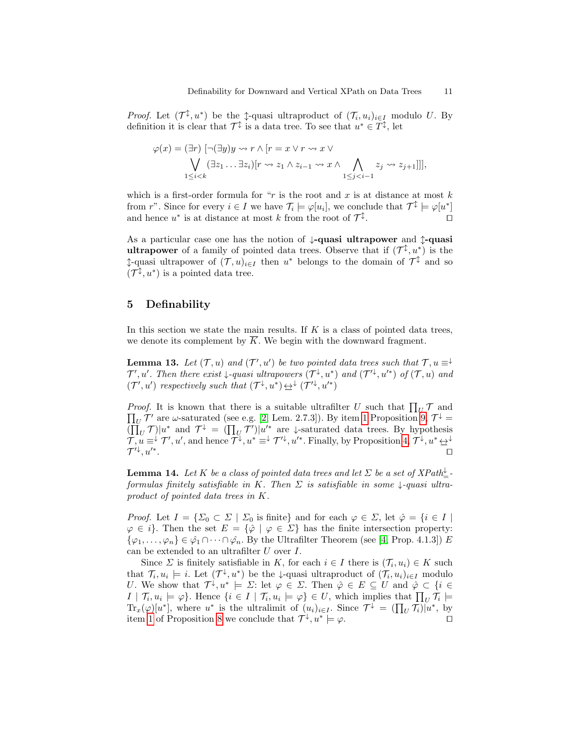*Proof.* Let $(\mathcal{T}^{\updownarrow}, u^*)$ be the $\updownarrow$-quasi ultraproduct of $(\mathcal{T}_i, u_i)_{i \in I}$ modulo $U$. By definition it is clear that $\mathcal{T}^{\updownarrow}$ is a data tree. To see that $u^* \in T^{\updownarrow}$, let

$$\varphi(x) = (\exists r)\ [\neg(\exists y) y \rightsquigarrow r \wedge [r = x \vee r \rightsquigarrow x \vee \bigvee_{1 \leq i < k} (\exists z_1 \ldots \exists z_i)[r \rightsquigarrow z_1 \wedge z_{i-1} \rightsquigarrow x \wedge \bigwedge_{1 \leq j < i-1} z_j \rightsquigarrow z_{j+1}]]],$$

which is a first-order formula for "$r$ is the root and $x$ is at distance at most $k$ from $r$". Since for every $i \in I$ we have $\mathcal{T}_i \models \varphi[u_i]$, we conclude that $\mathcal{T}^{\updownarrow} \models \varphi[u^*]$ and hence $u^*$ is at distance at most $k$ from the root of $\mathcal{T}^{\updownarrow}$. $\square$

As a particular case one has the notion of **$\downarrow$-quasi ultrapower** and **$\updownarrow$-quasi ultrapower** of a family of pointed data trees. Observe that if $(\mathcal{T}^{\updownarrow}, u^*)$ is the $\updownarrow$-quasi ultrapower of $(\mathcal{T}, u)_{i \in I}$ then $u^*$ belongs to the domain of $\mathcal{T}^{\updownarrow}$ and so $(\mathcal{T}^{\updownarrow}, u^*)$ is a pointed data tree.

## 5 Definability

In this section we state the main results. If $K$ is a class of pointed data trees, we denote its complement by $\overline{K}$. We begin with the downward fragment.

**Lemma 13.** *Let $(\mathcal{T}, u)$ and $(\mathcal{T}', u')$ be two pointed data trees such that $\mathcal{T}, u \equiv^{\downarrow} \mathcal{T}', u'$. Then there exist $\downarrow$-quasi ultrapowers $(\mathcal{T}^{\downarrow}, u^*)$ and $(\mathcal{T}'^{\downarrow}, u'^*)$ of $(\mathcal{T}, u)$ and $(\mathcal{T}', u')$ respectively such that $(\mathcal{T}^{\downarrow}, u^*) \underline{\leftrightarrow}^{\downarrow} (\mathcal{T}'^{\downarrow}, u'^*)$*

*Proof.* It is known that there is a suitable ultrafilter $U$ such that $\prod_U \mathcal{T}$ and $\prod_U \mathcal{T}'$ are $\omega$-saturated (see e.g. [2, Lem. 2.7.3]). By item 1 Proposition 9, $\mathcal{T}^{\downarrow} = (\prod_U \mathcal{T})|u^*$ and $\mathcal{T}^{\downarrow} = (\prod_U \mathcal{T}')|u'^*$ are $\downarrow$-saturated data trees. By hypothesis $\mathcal{T}, u \equiv^{\downarrow} \mathcal{T}', u'$, and hence $\mathcal{T}^{\downarrow}, u^* \equiv^{\downarrow} \mathcal{T}'^{\downarrow}, u'^*$. Finally, by Proposition 4, $\mathcal{T}^{\downarrow}, u^* \underline{\leftrightarrow}^{\downarrow} \mathcal{T}'^{\downarrow}, u'^*$. $\square$

**Lemma 14.** *Let $K$ be a class of pointed data trees and let $\Sigma$ be a set of $XPath^{\downarrow}_{=}$-formulas finitely satisfiable in $K$. Then $\Sigma$ is satisfiable in some $\downarrow$-quasi ultraproduct of pointed data trees in $K$.*

*Proof.* Let $I = \{\Sigma_0 \subset \Sigma \mid \Sigma_0 \text{ is finite}\}$ and for each $\varphi \in \Sigma$, let $\hat{\varphi} = \{i \in I \mid \varphi \in i\}$. Then the set $E = \{\hat{\varphi} \mid \varphi \in \Sigma\}$ has the finite intersection property: $\{\varphi_1, \ldots, \varphi_n\} \in \hat{\varphi_1} \cap \cdots \cap \hat{\varphi_n}$. By the Ultrafilter Theorem (see [4, Prop. 4.1.3]) $E$ can be extended to an ultrafilter $U$ over $I$.

Since $\Sigma$ is finitely satisfiable in $K$, for each $i \in I$ there is $(\mathcal{T}_i, u_i) \in K$ such that $\mathcal{T}_i, u_i \models i$. Let $(\mathcal{T}^{\downarrow}, u^*)$ be the $\downarrow$-quasi ultraproduct of $(\mathcal{T}_i, u_i)_{i \in I}$ modulo $U$. We show that $\mathcal{T}^{\downarrow}, u^* \models \Sigma$: let $\varphi \in \Sigma$. Then $\hat{\varphi} \in E \subseteq U$ and $\hat{\varphi} \subset \{i \in I \mid \mathcal{T}_i, u_i \models \varphi\}$. Hence $\{i \in I \mid \mathcal{T}_i, u_i \models \varphi\} \in U$, which implies that $\prod_U \mathcal{T}_i \models \mathrm{Tr}_x(\varphi)[u^*]$, where $u^*$ is the ultralimit of $(u_i)_{i \in I}$. Since $\mathcal{T}^{\downarrow} = (\prod_U \mathcal{T}_i)|u^*$, by item 1 of Proposition 8 we conclude that $\mathcal{T}^{\downarrow}, u^* \models \varphi$. $\square$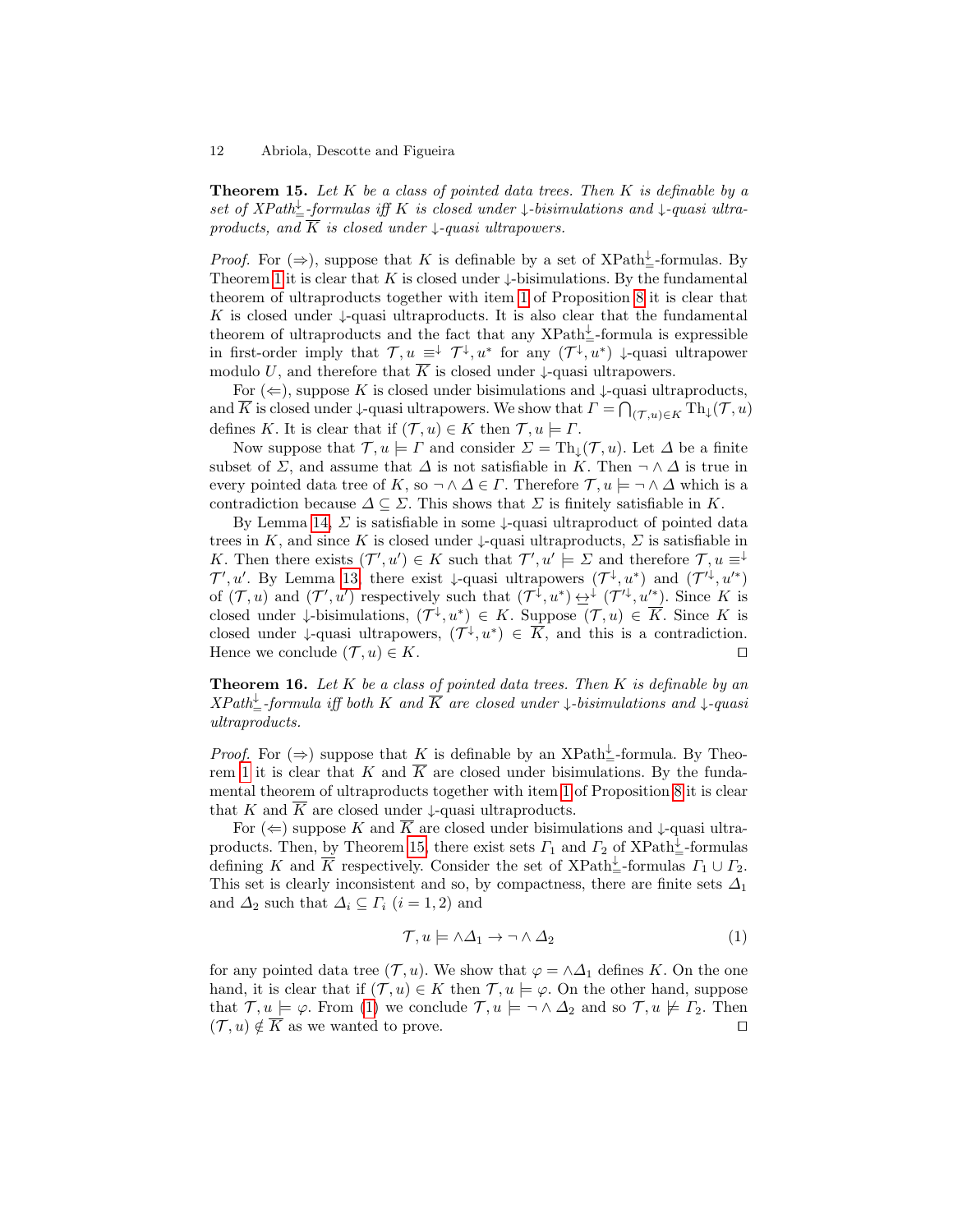**Theorem 15.** *Let $K$ be a class of pointed data trees. Then $K$ is definable by a set of XPath$^{\downarrow}_{=}$-formulas iff $K$ is closed under $\downarrow$-bisimulations and $\downarrow$-quasi ultraproducts, and $\overline{K}$ is closed under $\downarrow$-quasi ultrapowers.*

*Proof.* For ($\Rightarrow$), suppose that $K$ is definable by a set of XPath$^{\downarrow}_{=}$-formulas. By Theorem 1 it is clear that $K$ is closed under $\downarrow$-bisimulations. By the fundamental theorem of ultraproducts together with item 1 of Proposition 8 it is clear that $K$ is closed under $\downarrow$-quasi ultraproducts. It is also clear that the fundamental theorem of ultraproducts and the fact that any XPath$^{\downarrow}_{=}$-formula is expressible in first-order imply that $\mathcal{T}, u \equiv^{\downarrow} \mathcal{T}^{\downarrow}, u^*$ for any $(\mathcal{T}^{\downarrow}, u^*)$ $\downarrow$-quasi ultrapower modulo $U$, and therefore that $\overline{K}$ is closed under $\downarrow$-quasi ultrapowers.

For ($\Leftarrow$), suppose $K$ is closed under bisimulations and $\downarrow$-quasi ultraproducts, and $\overline{K}$ is closed under $\downarrow$-quasi ultrapowers. We show that $\Gamma = \bigcap_{(\mathcal{T},u)\in K} \mathrm{Th}_{\downarrow}(\mathcal{T}, u)$ defines $K$. It is clear that if $(\mathcal{T}, u) \in K$ then $\mathcal{T}, u \models \Gamma$.

Now suppose that $\mathcal{T}, u \models \Gamma$ and consider $\Sigma = \mathrm{Th}_{\downarrow}(\mathcal{T}, u)$. Let $\Delta$ be a finite subset of $\Sigma$, and assume that $\Delta$ is not satisfiable in $K$. Then $\neg \wedge \Delta$ is true in every pointed data tree of $K$, so $\neg \wedge \Delta \in \Gamma$. Therefore $\mathcal{T}, u \models \neg \wedge \Delta$ which is a contradiction because $\Delta \subseteq \Sigma$. This shows that $\Sigma$ is finitely satisfiable in $K$.

By Lemma 14, $\Sigma$ is satisfiable in some $\downarrow$-quasi ultraproduct of pointed data trees in $K$, and since $K$ is closed under $\downarrow$-quasi ultraproducts, $\Sigma$ is satisfiable in $K$. Then there exists $(\mathcal{T}', u') \in K$ such that $\mathcal{T}', u' \models \Sigma$ and therefore $\mathcal{T}, u \equiv^{\downarrow} \mathcal{T}', u'$. By Lemma 13, there exist $\downarrow$-quasi ultrapowers $(\mathcal{T}^{\downarrow}, u^*)$ and $(\mathcal{T}'^{\downarrow}, u'^*)$ of $(\mathcal{T}, u)$ and $(\mathcal{T}', u')$ respectively such that $(\mathcal{T}^{\downarrow}, u^*) \leftrightarrow^{\downarrow} (\mathcal{T}'^{\downarrow}, u'^*)$. Since $K$ is closed under $\downarrow$-bisimulations, $(\mathcal{T}^{\downarrow}, u^*) \in K$. Suppose $(\mathcal{T}, u) \in \overline{K}$. Since $K$ is closed under $\downarrow$-quasi ultrapowers, $(\mathcal{T}^{\downarrow}, u^*) \in \overline{K}$, and this is a contradiction. Hence we conclude $(\mathcal{T}, u) \in K$. ◻

**Theorem 16.** *Let $K$ be a class of pointed data trees. Then $K$ is definable by an XPath$^{\downarrow}_{=}$-formula iff both $K$ and $\overline{K}$ are closed under $\downarrow$-bisimulations and $\downarrow$-quasi ultraproducts.*

*Proof.* For ($\Rightarrow$) suppose that $K$ is definable by an XPath$^{\downarrow}_{=}$-formula. By Theorem 1 it is clear that $K$ and $\overline{K}$ are closed under bisimulations. By the fundamental theorem of ultraproducts together with item 1 of Proposition 8 it is clear that $K$ and $\overline{K}$ are closed under $\downarrow$-quasi ultraproducts.

For ($\Leftarrow$) suppose $K$ and $\overline{K}$ are closed under bisimulations and $\downarrow$-quasi ultraproducts. Then, by Theorem 15, there exist sets $\Gamma_1$ and $\Gamma_2$ of XPath$^{\downarrow}_{=}$-formulas defining $K$ and $\overline{K}$ respectively. Consider the set of XPath$^{\downarrow}_{=}$-formulas $\Gamma_1 \cup \Gamma_2$. This set is clearly inconsistent and so, by compactness, there are finite sets $\Delta_1$ and $\Delta_2$ such that $\Delta_i \subseteq \Gamma_i$ $(i = 1, 2)$ and

$$\mathcal{T}, u \models \wedge\Delta_1 \to \neg \wedge \Delta_2 \tag{1}$$

for any pointed data tree $(\mathcal{T}, u)$. We show that $\varphi = \wedge\Delta_1$ defines $K$. On the one hand, it is clear that if $(\mathcal{T}, u) \in K$ then $\mathcal{T}, u \models \varphi$. On the other hand, suppose that $\mathcal{T}, u \models \varphi$. From (1) we conclude $\mathcal{T}, u \models \neg \wedge \Delta_2$ and so $\mathcal{T}, u \not\models \Gamma_2$. Then $(\mathcal{T}, u) \notin \overline{K}$ as we wanted to prove. ◻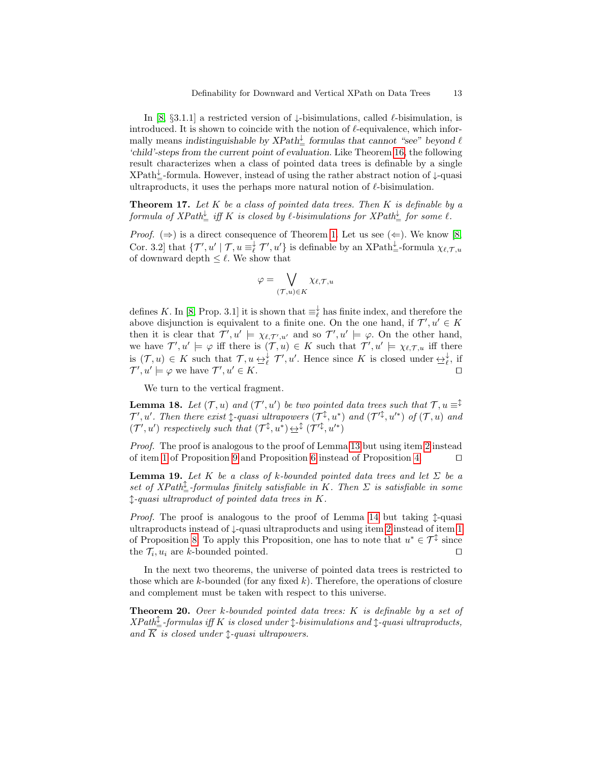In [8, §3.1.1] a restricted version of $\downarrow$-bisimulations, called $\ell$-bisimulation, is introduced. It is shown to coincide with the notion of $\ell$-equivalence, which informally means *indistinguishable by XPath$^{\downarrow}_{=}$ formulas that cannot "see" beyond $\ell$ 'child'-steps from the current point of evaluation*. Like Theorem 16, the following result characterizes when a class of pointed data trees is definable by a single XPath$^{\downarrow}_{=}$-formula. However, instead of using the rather abstract notion of $\downarrow$-quasi ultraproducts, it uses the perhaps more natural notion of $\ell$-bisimulation.

**Theorem 17.** *Let $K$ be a class of pointed data trees. Then $K$ is definable by a formula of XPath$^{\downarrow}_{=}$ iff $K$ is closed by $\ell$-bisimulations for XPath$^{\downarrow}_{=}$ for some $\ell$.*

*Proof.* ($\Rightarrow$) is a direct consequence of Theorem 1. Let us see ($\Leftarrow$). We know [8, Cor. 3.2] that $\{\mathcal{T}', u' \mid \mathcal{T}, u \equiv^{\downarrow}_{\ell} \mathcal{T}', u'\}$ is definable by an XPath$^{\downarrow}_{=}$-formula $\chi_{\ell,\mathcal{T},u}$ of downward depth $\leq \ell$. We show that

$$\varphi = \bigvee_{(\mathcal{T},u)\in K} \chi_{\ell,\mathcal{T},u}$$

defines $K$. In [8, Prop. 3.1] it is shown that $\equiv^{\downarrow}_{\ell}$ has finite index, and therefore the above disjunction is equivalent to a finite one. On the one hand, if $\mathcal{T}', u' \in K$ then it is clear that $\mathcal{T}', u' \models \chi_{\ell,\mathcal{T}',u'}$ and so $\mathcal{T}', u' \models \varphi$. On the other hand, we have $\mathcal{T}', u' \models \varphi$ iff there is $(\mathcal{T}, u) \in K$ such that $\mathcal{T}', u' \models \chi_{\ell,\mathcal{T},u}$ iff there is $(\mathcal{T}, u) \in K$ such that $\mathcal{T}, u \leftrightarrow^{\downarrow}_{\ell} \mathcal{T}', u'$. Hence since $K$ is closed under $\leftrightarrow^{\downarrow}_{\ell}$, if $\mathcal{T}', u' \models \varphi$ we have $\mathcal{T}', u' \in K$. $\square$

We turn to the vertical fragment.

**Lemma 18.** *Let $(\mathcal{T}, u)$ and $(\mathcal{T}', u')$ be two pointed data trees such that $\mathcal{T}, u \equiv^{\updownarrow} \mathcal{T}', u'$. Then there exist $\updownarrow$-quasi ultrapowers $(\mathcal{T}^{\updownarrow}, u^*)$ and $(\mathcal{T}'^{\updownarrow}, u'^*)$ of $(\mathcal{T}, u)$ and $(\mathcal{T}', u')$ respectively such that $(\mathcal{T}^{\updownarrow}, u^*) \leftrightarrow^{\updownarrow} (\mathcal{T}'^{\updownarrow}, u'^*)$*

*Proof.* The proof is analogous to the proof of Lemma 13 but using item 2 instead of item 1 of Proposition 9 and Proposition 6 instead of Proposition 4. $\square$

**Lemma 19.** *Let $K$ be a class of $k$-bounded pointed data trees and let $\Sigma$ be a set of XPath$^{\updownarrow}_{=}$-formulas finitely satisfiable in $K$. Then $\Sigma$ is satisfiable in some $\updownarrow$-quasi ultraproduct of pointed data trees in $K$.*

*Proof.* The proof is analogous to the proof of Lemma 14 but taking $\updownarrow$-quasi ultraproducts instead of $\downarrow$-quasi ultraproducts and using item 2 instead of item 1 of Proposition 8. To apply this Proposition, one has to note that $u^* \in \mathcal{T}^{\updownarrow}$ since the $\mathcal{T}_i, u_i$ are $k$-bounded pointed. $\square$

In the next two theorems, the universe of pointed data trees is restricted to those which are $k$-bounded (for any fixed $k$). Therefore, the operations of closure and complement must be taken with respect to this universe.

**Theorem 20.** *Over $k$-bounded pointed data trees: $K$ is definable by a set of XPath$^{\updownarrow}_{=}$-formulas iff $K$ is closed under $\updownarrow$-bisimulations and $\updownarrow$-quasi ultraproducts, and $\overline{K}$ is closed under $\updownarrow$-quasi ultrapowers.*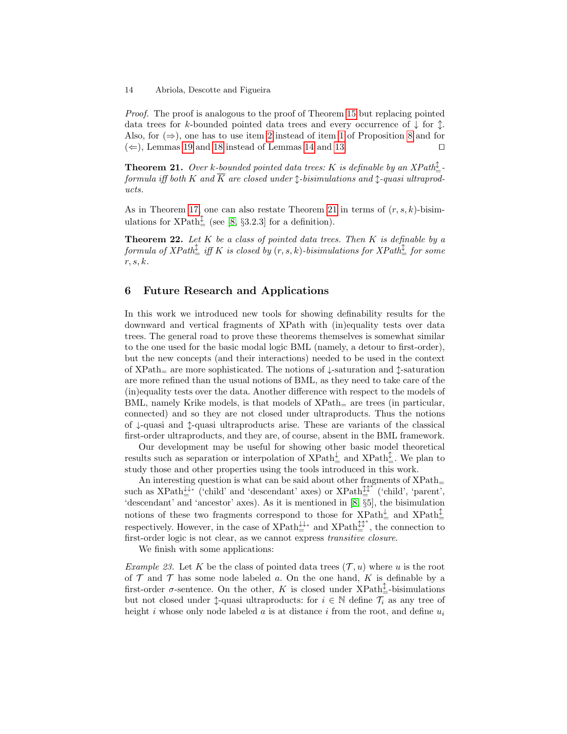*Proof.* The proof is analogous to the proof of Theorem 15 but replacing pointed data trees for $k$-bounded pointed data trees and every occurrence of $\downarrow$ for $\updownarrow$. Also, for ($\Rightarrow$), one has to use item 2 instead of item 1 of Proposition 8 and for ($\Leftarrow$), Lemmas 19 and 18 instead of Lemmas 14 and 13. ◻

**Theorem 21.** *Over $k$-bounded pointed data trees: $K$ is definable by an XPath$_=^{\updownarrow}$-formula iff both $K$ and $\overline{K}$ are closed under $\updownarrow$-bisimulations and $\updownarrow$-quasi ultraproducts.*

As in Theorem 17, one can also restate Theorem 21 in terms of $(r, s, k)$-bisimulations for XPath$_=^{\updownarrow}$ (see [8, §3.2.3] for a definition).

**Theorem 22.** *Let $K$ be a class of pointed data trees. Then $K$ is definable by a formula of XPath$_=^{\updownarrow}$ iff $K$ is closed by $(r, s, k)$-bisimulations for XPath$_=^{\updownarrow}$ for some $r, s, k$.*

## 6 Future Research and Applications

In this work we introduced new tools for showing definability results for the downward and vertical fragments of XPath with (in)equality tests over data trees. The general road to prove these theorems themselves is somewhat similar to the one used for the basic modal logic BML (namely, a detour to first-order), but the new concepts (and their interactions) needed to be used in the context of XPath$_=$ are more sophisticated. The notions of $\downarrow$-saturation and $\updownarrow$-saturation are more refined than the usual notions of BML, as they need to take care of the (in)equality tests over the data. Another difference with respect to the models of BML, namely Krike models, is that models of XPath$_=$ are trees (in particular, connected) and so they are not closed under ultraproducts. Thus the notions of $\downarrow$-quasi and $\updownarrow$-quasi ultraproducts arise. These are variants of the classical first-order ultraproducts, and they are, of course, absent in the BML framework.

Our development may be useful for showing other basic model theoretical results such as separation or interpolation of XPath$_=^{\downarrow}$ and XPath$_=^{\updownarrow}$. We plan to study those and other properties using the tools introduced in this work.

An interesting question is what can be said about other fragments of XPath$_=$ such as XPath$_=^{\downarrow\downarrow_*}$ ('child' and 'descendant' axes) or XPath$_=^{\updownarrow\updownarrow^*}$ ('child', 'parent', 'descendant' and 'ancestor' axes). As it is mentioned in [8, §5], the bisimulation notions of these two fragments correspond to those for XPath$_=^{\downarrow}$ and XPath$_=^{\updownarrow}$ respectively. However, in the case of XPath$_=^{\downarrow\downarrow_*}$ and XPath$_=^{\updownarrow\updownarrow^*}$, the connection to first-order logic is not clear, as we cannot express *transitive closure*.

We finish with some applications:

*Example 23.* Let $K$ be the class of pointed data trees $(\mathcal{T}, u)$ where $u$ is the root of $\mathcal{T}$ and $\mathcal{T}$ has some node labeled $a$. On the one hand, $K$ is definable by a first-order $\sigma$-sentence. On the other, $K$ is closed under XPath$_=^{\updownarrow}$-bisimulations but not closed under $\updownarrow$-quasi ultraproducts: for $i \in \mathbb{N}$ define $\mathcal{T}_i$ as any tree of height $i$ whose only node labeled $a$ is at distance $i$ from the root, and define $u_i$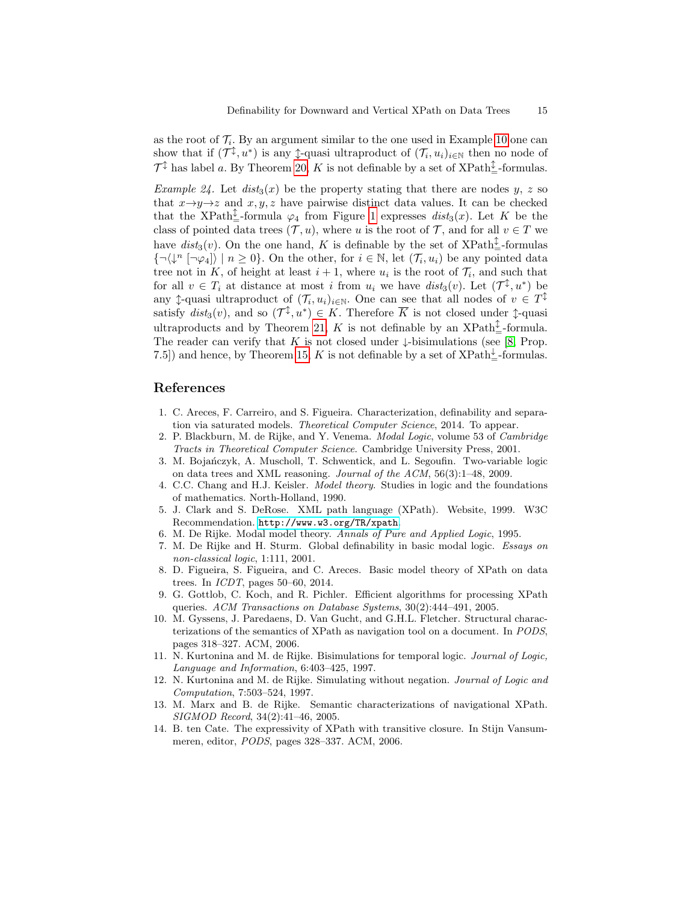as the root of $\mathcal{T}_i$. By an argument similar to the one used in Example 10 one can show that if $(\mathcal{T}^{\updownarrow}, u^*)$ is any $\updownarrow$-quasi ultraproduct of $(\mathcal{T}_i, u_i)_{i\in\mathbb{N}}$ then no node of $\mathcal{T}^{\updownarrow}$ has label $a$. By Theorem 20, $K$ is not definable by a set of XPath$^{\updownarrow}_{=}$-formulas.

*Example 24.* Let $dist_3(x)$ be the property stating that there are nodes $y$, $z$ so that $x{\to}y{\to}z$ and $x, y, z$ have pairwise distinct data values. It can be checked that the XPath$^{\updownarrow}_{=}$-formula $\varphi_4$ from Figure 1 expresses $dist_3(x)$. Let $K$ be the class of pointed data trees $(\mathcal{T}, u)$, where $u$ is the root of $\mathcal{T}$, and for all $v \in T$ we have $dist_3(v)$. On the one hand, $K$ is definable by the set of XPath$^{\updownarrow}_{=}$-formulas $\{\neg\langle\downarrow^n [\neg\varphi_4]\rangle \mid n \geq 0\}$. On the other, for $i \in \mathbb{N}$, let $(\mathcal{T}_i, u_i)$ be any pointed data tree not in $K$, of height at least $i+1$, where $u_i$ is the root of $\mathcal{T}_i$, and such that for all $v \in T_i$ at distance at most $i$ from $u_i$ we have $dist_3(v)$. Let $(\mathcal{T}^{\updownarrow}, u^*)$ be any $\updownarrow$-quasi ultraproduct of $(\mathcal{T}_i, u_i)_{i\in\mathbb{N}}$. One can see that all nodes of $v \in T^{\updownarrow}$ satisfy $dist_3(v)$, and so $(\mathcal{T}^{\updownarrow}, u^*) \in K$. Therefore $\overline{K}$ is not closed under $\updownarrow$-quasi ultraproducts and by Theorem 21, $K$ is not definable by an XPath$^{\updownarrow}_{=}$-formula. The reader can verify that $K$ is not closed under $\downarrow$-bisimulations (see [8, Prop. 7.5]) and hence, by Theorem 15, $K$ is not definable by a set of XPath$^{\downarrow}_{=}$-formulas.

## References

1. C. Areces, F. Carreiro, and S. Figueira. Characterization, definability and separation via saturated models. *Theoretical Computer Science*, 2014. To appear.
2. P. Blackburn, M. de Rijke, and Y. Venema. *Modal Logic*, volume 53 of *Cambridge Tracts in Theoretical Computer Science*. Cambridge University Press, 2001.
3. M. Bojańczyk, A. Muscholl, T. Schwentick, and L. Segoufin. Two-variable logic on data trees and XML reasoning. *Journal of the ACM*, 56(3):1–48, 2009.
4. C.C. Chang and H.J. Keisler. *Model theory*. Studies in logic and the foundations of mathematics. North-Holland, 1990.
5. J. Clark and S. DeRose. XML path language (XPath). Website, 1999. W3C Recommendation. http://www.w3.org/TR/xpath.
6. M. De Rijke. Modal model theory. *Annals of Pure and Applied Logic*, 1995.
7. M. De Rijke and H. Sturm. Global definability in basic modal logic. *Essays on non-classical logic*, 1:111, 2001.
8. D. Figueira, S. Figueira, and C. Areces. Basic model theory of XPath on data trees. In *ICDT*, pages 50–60, 2014.
9. G. Gottlob, C. Koch, and R. Pichler. Efficient algorithms for processing XPath queries. *ACM Transactions on Database Systems*, 30(2):444–491, 2005.
10. M. Gyssens, J. Paredaens, D. Van Gucht, and G.H.L. Fletcher. Structural characterizations of the semantics of XPath as navigation tool on a document. In *PODS*, pages 318–327. ACM, 2006.
11. N. Kurtonina and M. de Rijke. Bisimulations for temporal logic. *Journal of Logic, Language and Information*, 6:403–425, 1997.
12. N. Kurtonina and M. de Rijke. Simulating without negation. *Journal of Logic and Computation*, 7:503–524, 1997.
13. M. Marx and B. de Rijke. Semantic characterizations of navigational XPath. *SIGMOD Record*, 34(2):41–46, 2005.
14. B. ten Cate. The expressivity of XPath with transitive closure. In Stijn Vansummeren, editor, *PODS*, pages 328–337. ACM, 2006.